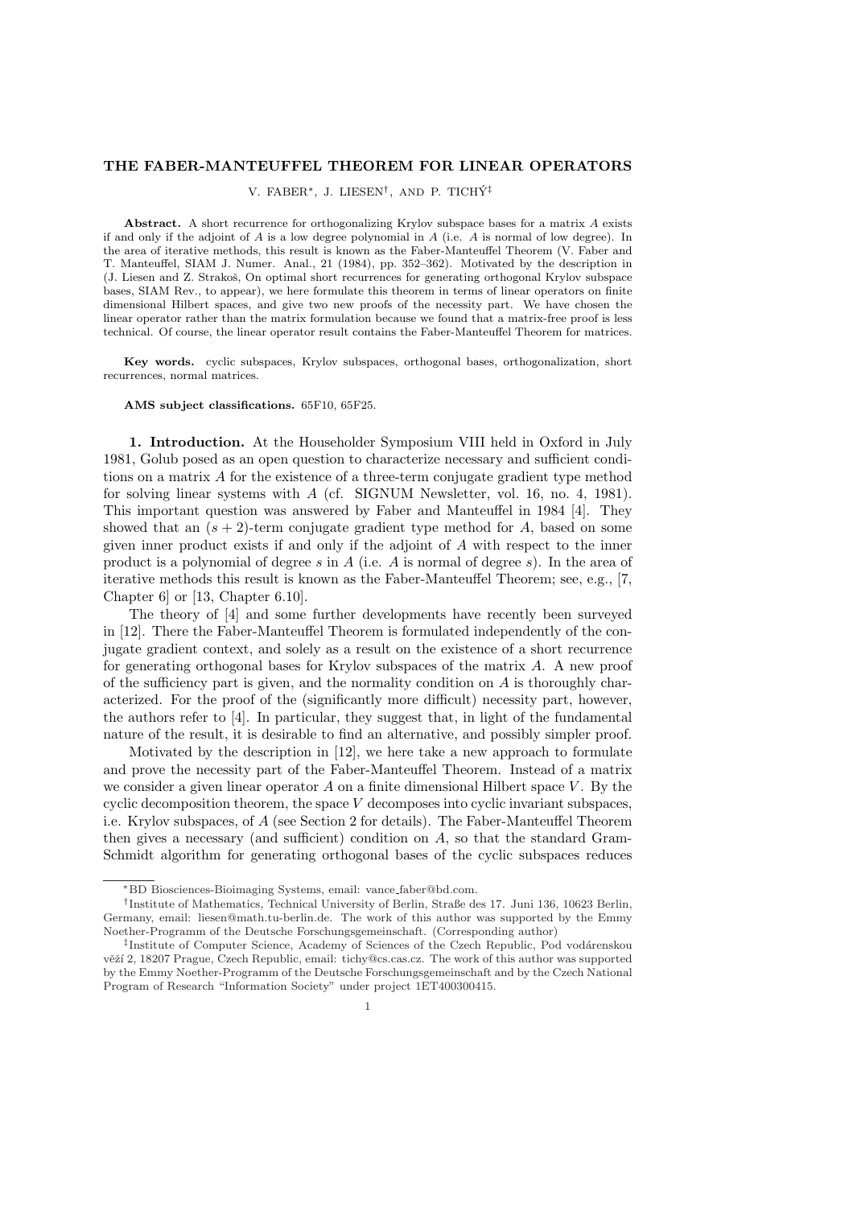# THE FABER-MANTEUFFEL THEOREM FOR LINEAR OPERATORS

V. FABER*, J. LIESEN†, AND P. TICHÝ‡

**Abstract.** A short recurrence for orthogonalizing Krylov subspace bases for a matrix $A$ exists if and only if the adjoint of $A$ is a low degree polynomial in $A$ (i.e. $A$ is normal of low degree). In the area of iterative methods, this result is known as the Faber-Manteuffel Theorem (V. Faber and T. Manteuffel, SIAM J. Numer. Anal., 21 (1984), pp. 352–362). Motivated by the description in (J. Liesen and Z. Strakoš, On optimal short recurrences for generating orthogonal Krylov subspace bases, SIAM Rev., to appear), we here formulate this theorem in terms of linear operators on finite dimensional Hilbert spaces, and give two new proofs of the necessity part. We have chosen the linear operator rather than the matrix formulation because we found that a matrix-free proof is less technical. Of course, the linear operator result contains the Faber-Manteuffel Theorem for matrices.

**Key words.** cyclic subspaces, Krylov subspaces, orthogonal bases, orthogonalization, short recurrences, normal matrices.

**AMS subject classifications.** 65F10, 65F25.

## 1. Introduction.

At the Householder Symposium VIII held in Oxford in July 1981, Golub posed as an open question to characterize necessary and sufficient conditions on a matrix $A$ for the existence of a three-term conjugate gradient type method for solving linear systems with $A$ (cf. SIGNUM Newsletter, vol. 16, no. 4, 1981). This important question was answered by Faber and Manteuffel in 1984 [4]. They showed that an $(s + 2)$-term conjugate gradient type method for $A$, based on some given inner product exists if and only if the adjoint of $A$ with respect to the inner product is a polynomial of degree $s$ in $A$ (i.e. $A$ is normal of degree $s$). In the area of iterative methods this result is known as the Faber-Manteuffel Theorem; see, e.g., [7, Chapter 6] or [13, Chapter 6.10].

The theory of [4] and some further developments have recently been surveyed in [12]. There the Faber-Manteuffel Theorem is formulated independently of the conjugate gradient context, and solely as a result on the existence of a short recurrence for generating orthogonal bases for Krylov subspaces of the matrix $A$. A new proof of the sufficiency part is given, and the normality condition on $A$ is thoroughly characterized. For the proof of the (significantly more difficult) necessity part, however, the authors refer to [4]. In particular, they suggest that, in light of the fundamental nature of the result, it is desirable to find an alternative, and possibly simpler proof.

Motivated by the description in [12], we here take a new approach to formulate and prove the necessity part of the Faber-Manteuffel Theorem. Instead of a matrix we consider a given linear operator $A$ on a finite dimensional Hilbert space $V$. By the cyclic decomposition theorem, the space $V$ decomposes into cyclic invariant subspaces, i.e. Krylov subspaces, of $A$ (see Section 2 for details). The Faber-Manteuffel Theorem then gives a necessary (and sufficient) condition on $A$, so that the standard Gram-Schmidt algorithm for generating orthogonal bases of the cyclic subspaces reduces

---

*BD Biosciences-Bioimaging Systems, email: vance_faber@bd.com.

†Institute of Mathematics, Technical University of Berlin, Straße des 17. Juni 136, 10623 Berlin, Germany, email: liesen@math.tu-berlin.de. The work of this author was supported by the Emmy Noether-Programm of the Deutsche Forschungsgemeinschaft. (Corresponding author)

‡Institute of Computer Science, Academy of Sciences of the Czech Republic, Pod vodárenskou věží 2, 18207 Prague, Czech Republic, email: tichy@cs.cas.cz. The work of this author was supported by the Emmy Noether-Programm of the Deutsche Forschungsgemeinschaft and by the Czech National Program of Research "Information Society" under project 1ET400300415.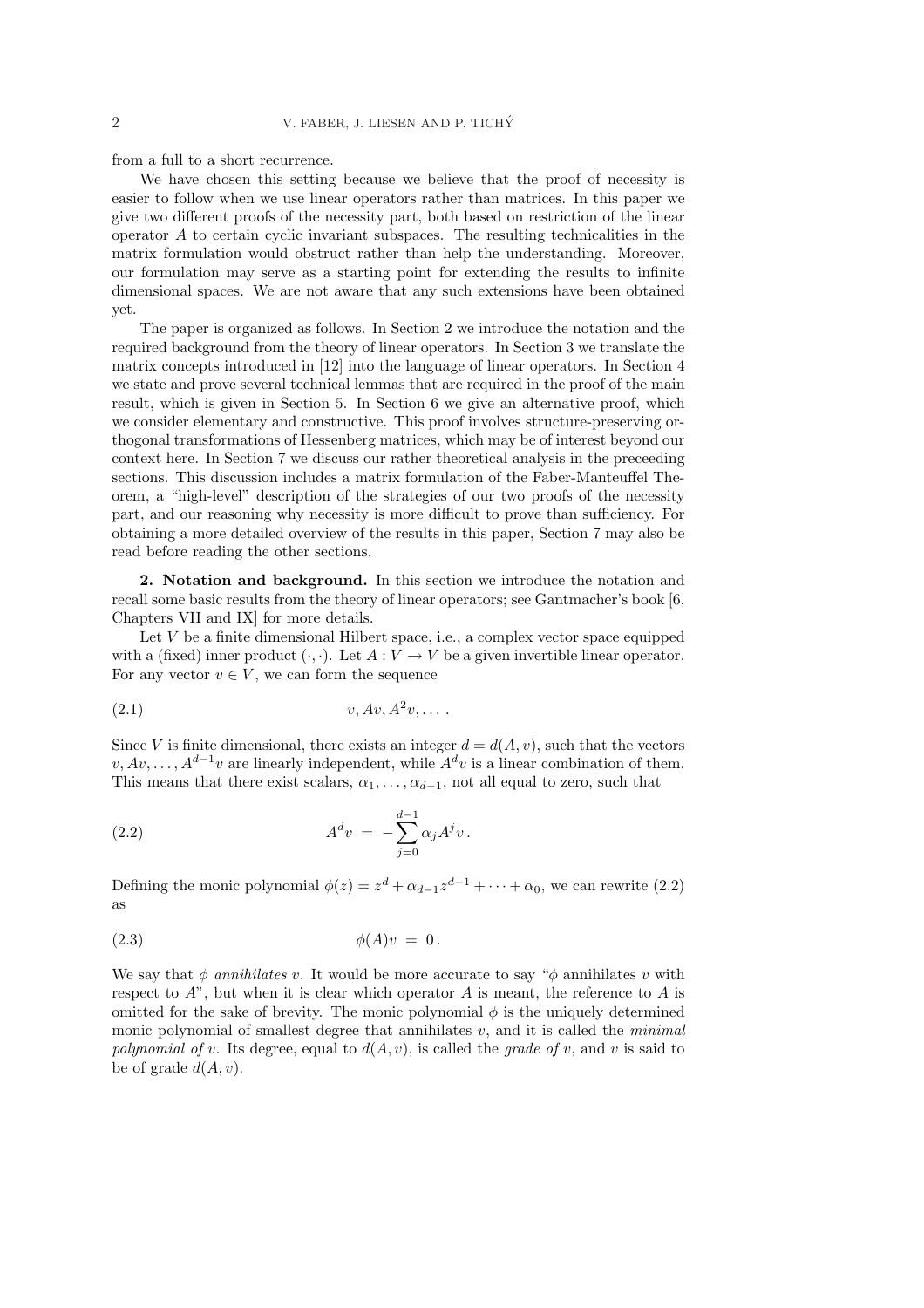from a full to a short recurrence.

We have chosen this setting because we believe that the proof of necessity is easier to follow when we use linear operators rather than matrices. In this paper we give two different proofs of the necessity part, both based on restriction of the linear operator $A$ to certain cyclic invariant subspaces. The resulting technicalities in the matrix formulation would obstruct rather than help the understanding. Moreover, our formulation may serve as a starting point for extending the results to infinite dimensional spaces. We are not aware that any such extensions have been obtained yet.

The paper is organized as follows. In Section 2 we introduce the notation and the required background from the theory of linear operators. In Section 3 we translate the matrix concepts introduced in [12] into the language of linear operators. In Section 4 we state and prove several technical lemmas that are required in the proof of the main result, which is given in Section 5. In Section 6 we give an alternative proof, which we consider elementary and constructive. This proof involves structure-preserving orthogonal transformations of Hessenberg matrices, which may be of interest beyond our context here. In Section 7 we discuss our rather theoretical analysis in the preceeding sections. This discussion includes a matrix formulation of the Faber-Manteuffel Theorem, a "high-level" description of the strategies of our two proofs of the necessity part, and our reasoning why necessity is more difficult to prove than sufficiency. For obtaining a more detailed overview of the results in this paper, Section 7 may also be read before reading the other sections.

## 2. Notation and background.

In this section we introduce the notation and recall some basic results from the theory of linear operators; see Gantmacher's book [6, Chapters VII and IX] for more details.

Let $V$ be a finite dimensional Hilbert space, i.e., a complex vector space equipped with a (fixed) inner product $(\cdot,\cdot)$. Let $A : V \to V$ be a given invertible linear operator. For any vector $v \in V$, we can form the sequence

$$v, Av, A^2v, \dots \,. \tag{2.1}$$

Since $V$ is finite dimensional, there exists an integer $d = d(A, v)$, such that the vectors $v, Av, \dots, A^{d-1}v$ are linearly independent, while $A^d v$ is a linear combination of them. This means that there exist scalars, $\alpha_1, \dots, \alpha_{d-1}$, not all equal to zero, such that

$$A^d v \;=\; -\sum_{j=0}^{d-1} \alpha_j A^j v \,. \tag{2.2}$$

Defining the monic polynomial $\phi(z) = z^d + \alpha_{d-1}z^{d-1} + \cdots + \alpha_0$, we can rewrite (2.2) as

$$\phi(A)v \;=\; 0\,. \tag{2.3}$$

We say that $\phi$ *annihilates* $v$. It would be more accurate to say "$\phi$ annihilates $v$ with respect to $A$", but when it is clear which operator $A$ is meant, the reference to $A$ is omitted for the sake of brevity. The monic polynomial $\phi$ is the uniquely determined monic polynomial of smallest degree that annihilates $v$, and it is called the *minimal polynomial of* $v$. Its degree, equal to $d(A, v)$, is called the *grade of* $v$, and $v$ is said to be of grade $d(A, v)$.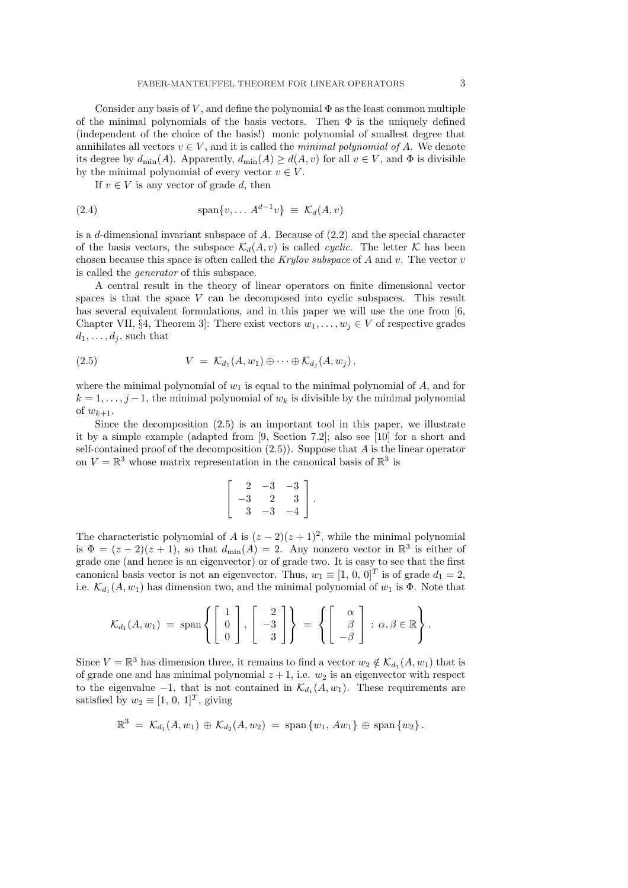Consider any basis of $V$, and define the polynomial $\Phi$ as the least common multiple of the minimal polynomials of the basis vectors. Then $\Phi$ is the uniquely defined (independent of the choice of the basis!) monic polynomial of smallest degree that annihilates all vectors $v \in V$, and it is called the *minimal polynomial of* $A$. We denote its degree by $d_{\min}(A)$. Apparently, $d_{\min}(A) \geq d(A, v)$ for all $v \in V$, and $\Phi$ is divisible by the minimal polynomial of every vector $v \in V$.

If $v \in V$ is any vector of grade $d$, then

$$\operatorname{span}\{v, \ldots A^{d-1}v\} \;\equiv\; \mathcal{K}_d(A, v) \tag{2.4}$$

is a $d$-dimensional invariant subspace of $A$. Because of (2.2) and the special character of the basis vectors, the subspace $\mathcal{K}_d(A, v)$ is called *cyclic*. The letter $\mathcal{K}$ has been chosen because this space is often called the *Krylov subspace* of $A$ and $v$. The vector $v$ is called the *generator* of this subspace.

A central result in the theory of linear operators on finite dimensional vector spaces is that the space $V$ can be decomposed into cyclic subspaces. This result has several equivalent formulations, and in this paper we will use the one from [6, Chapter VII, §4, Theorem 3]: There exist vectors $w_1, \ldots, w_j \in V$ of respective grades $d_1, \ldots, d_j$, such that

$$V \;=\; \mathcal{K}_{d_1}(A, w_1) \oplus \cdots \oplus \mathcal{K}_{d_j}(A, w_j)\,, \tag{2.5}$$

where the minimal polynomial of $w_1$ is equal to the minimal polynomial of $A$, and for $k = 1, \ldots, j-1$, the minimal polynomial of $w_k$ is divisible by the minimal polynomial of $w_{k+1}$.

Since the decomposition (2.5) is an important tool in this paper, we illustrate it by a simple example (adapted from [9, Section 7.2]; also see [10] for a short and self-contained proof of the decomposition (2.5)). Suppose that $A$ is the linear operator on $V = \mathbb{R}^3$ whose matrix representation in the canonical basis of $\mathbb{R}^3$ is

$$\begin{bmatrix} 2 & -3 & -3 \\ -3 & 2 & 3 \\ 3 & -3 & -4 \end{bmatrix}.$$

The characteristic polynomial of $A$ is $(z-2)(z+1)^2$, while the minimal polynomial is $\Phi = (z-2)(z+1)$, so that $d_{\min}(A) = 2$. Any nonzero vector in $\mathbb{R}^3$ is either of grade one (and hence is an eigenvector) or of grade two. It is easy to see that the first canonical basis vector is not an eigenvector. Thus, $w_1 \equiv [1,\, 0,\, 0]^T$ is of grade $d_1 = 2$, i.e. $\mathcal{K}_{d_1}(A, w_1)$ has dimension two, and the minimal polynomial of $w_1$ is $\Phi$. Note that

$$\mathcal{K}_{d_1}(A, w_1) \;=\; \operatorname{span}\left\{ \begin{bmatrix} 1 \\ 0 \\ 0 \end{bmatrix}, \begin{bmatrix} 2 \\ -3 \\ 3 \end{bmatrix} \right\} \;=\; \left\{ \begin{bmatrix} \alpha \\ \beta \\ -\beta \end{bmatrix} \,:\, \alpha, \beta \in \mathbb{R} \right\}.$$

Since $V = \mathbb{R}^3$ has dimension three, it remains to find a vector $w_2 \notin \mathcal{K}_{d_1}(A, w_1)$ that is of grade one and has minimal polynomial $z+1$, i.e. $w_2$ is an eigenvector with respect to the eigenvalue $-1$, that is not contained in $\mathcal{K}_{d_1}(A, w_1)$. These requirements are satisfied by $w_2 \equiv [1,\, 0,\, 1]^T$, giving

$$\mathbb{R}^3 \;=\; \mathcal{K}_{d_1}(A, w_1) \,\oplus\, \mathcal{K}_{d_2}(A, w_2) \;=\; \operatorname{span}\{w_1,\, Aw_1\} \,\oplus\, \operatorname{span}\{w_2\}\,.$$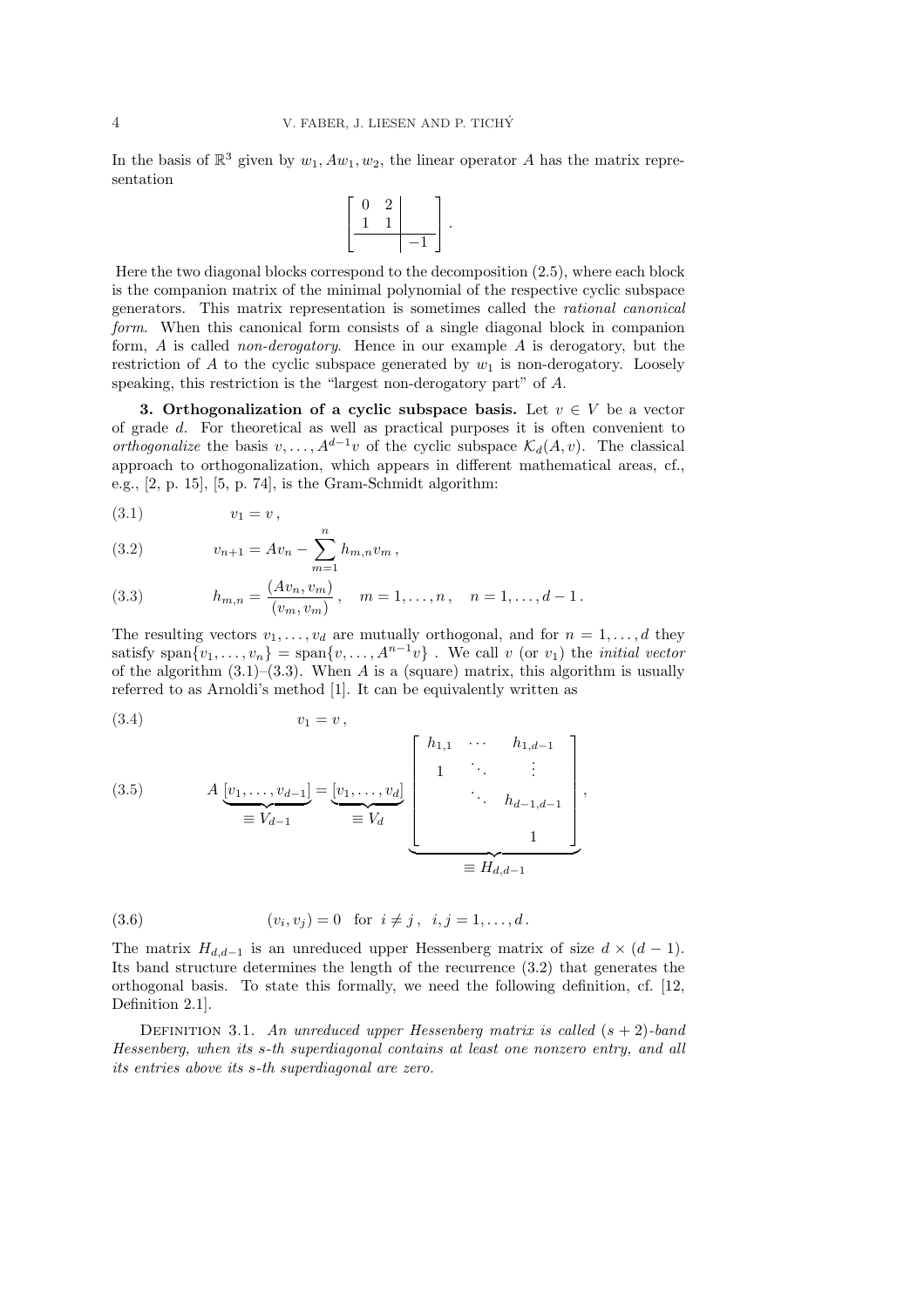In the basis of $\mathbb{R}^3$ given by $w_1, Aw_1, w_2$, the linear operator $A$ has the matrix representation

$$\left[\begin{array}{cc|c} 0 & 2 & \\ 1 & 1 & \\ \hline & & -1 \end{array}\right].$$

Here the two diagonal blocks correspond to the decomposition (2.5), where each block is the companion matrix of the minimal polynomial of the respective cyclic subspace generators. This matrix representation is sometimes called the *rational canonical form*. When this canonical form consists of a single diagonal block in companion form, $A$ is called *non-derogatory*. Hence in our example $A$ is derogatory, but the restriction of $A$ to the cyclic subspace generated by $w_1$ is non-derogatory. Loosely speaking, this restriction is the "largest non-derogatory part" of $A$.

**3. Orthogonalization of a cyclic subspace basis.** Let $v \in V$ be a vector of grade $d$. For theoretical as well as practical purposes it is often convenient to *orthogonalize* the basis $v, \dots, A^{d-1}v$ of the cyclic subspace $\mathcal{K}_d(A, v)$. The classical approach to orthogonalization, which appears in different mathematical areas, cf., e.g., [2, p. 15], [5, p. 74], is the Gram-Schmidt algorithm:

$$v_1 = v\,, \tag{3.1}$$

$$v_{n+1} = Av_n - \sum_{m=1}^{n} h_{m,n} v_m\,, \tag{3.2}$$

$$h_{m,n} = \frac{(Av_n, v_m)}{(v_m, v_m)}\,, \quad m = 1, \dots, n\,, \quad n = 1, \dots, d-1\,. \tag{3.3}$$

The resulting vectors $v_1, \dots, v_d$ are mutually orthogonal, and for $n = 1, \dots, d$ they satisfy $\text{span}\{v_1, \dots, v_n\} = \text{span}\{v, \dots, A^{n-1}v\}$ . We call $v$ (or $v_1$) the *initial vector* of the algorithm (3.1)–(3.3). When $A$ is a (square) matrix, this algorithm is usually referred to as Arnoldi's method [1]. It can be equivalently written as

$$v_1 = v\,, \tag{3.4}$$

$$A \underbrace{[v_1, \dots, v_{d-1}]}_{\equiv V_{d-1}} = \underbrace{[v_1, \dots, v_d]}_{\equiv V_d} \underbrace{\begin{bmatrix} h_{1,1} & \cdots & h_{1,d-1} \\ 1 & \ddots & \vdots \\ & \ddots & h_{d-1,d-1} \\ & & 1 \end{bmatrix}}_{\equiv H_{d,d-1}}\,, \tag{3.5}$$

$$(v_i, v_j) = 0 \quad \text{for} \;\; i \neq j\,, \;\; i, j = 1, \dots, d\,. \tag{3.6}$$

The matrix $H_{d,d-1}$ is an unreduced upper Hessenberg matrix of size $d \times (d-1)$. Its band structure determines the length of the recurrence (3.2) that generates the orthogonal basis. To state this formally, we need the following definition, cf. [12, Definition 2.1].

Definition 3.1. *An unreduced upper Hessenberg matrix is called $(s+2)$-band Hessenberg, when its $s$-th superdiagonal contains at least one nonzero entry, and all its entries above its $s$-th superdiagonal are zero.*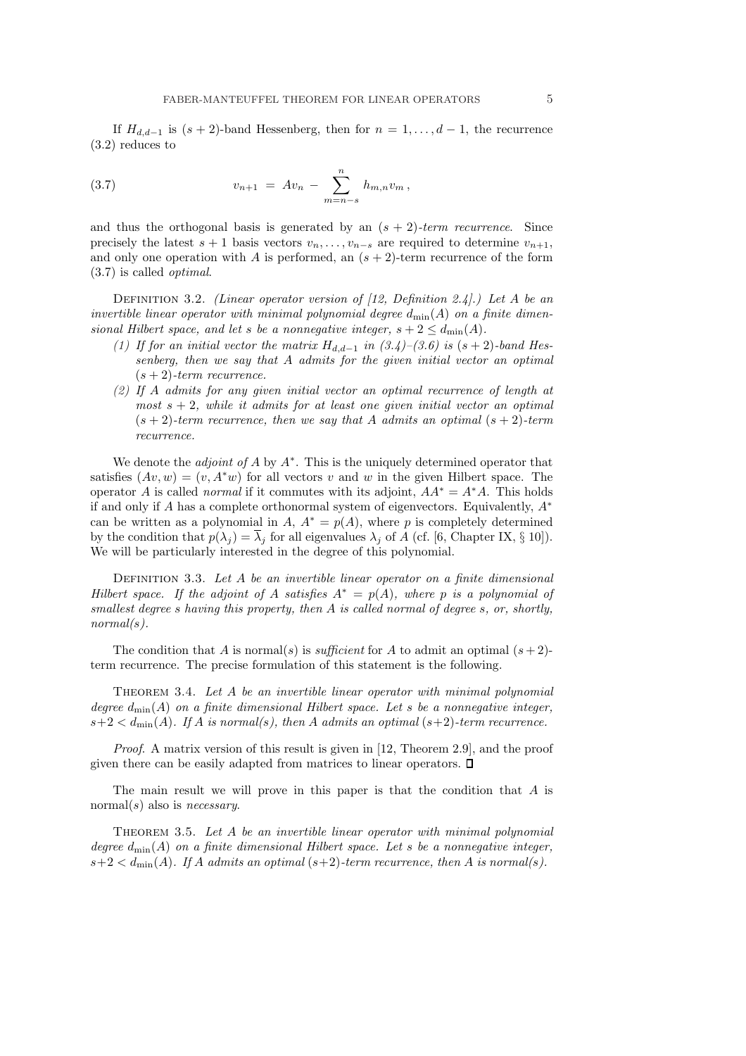If $H_{d,d-1}$ is $(s+2)$-band Hessenberg, then for $n = 1, \ldots, d-1$, the recurrence (3.2) reduces to

$$v_{n+1} \;=\; Av_n \;-\; \sum_{m=n-s}^{n} h_{m,n} v_m \,, \tag{3.7}$$

and thus the orthogonal basis is generated by an $(s+2)$-*term recurrence*. Since precisely the latest $s+1$ basis vectors $v_n, \ldots, v_{n-s}$ are required to determine $v_{n+1}$, and only one operation with $A$ is performed, an $(s+2)$-term recurrence of the form (3.7) is called *optimal*.

Definition 3.2. *(Linear operator version of [12, Definition 2.4].) Let $A$ be an invertible linear operator with minimal polynomial degree $d_{\min}(A)$ on a finite dimensional Hilbert space, and let $s$ be a nonnegative integer, $s+2 \leq d_{\min}(A)$.*

1. *If for an initial vector the matrix $H_{d,d-1}$ in (3.4)–(3.6) is $(s+2)$-band Hessenberg, then we say that $A$ admits for the given initial vector an optimal $(s+2)$-term recurrence.*
2. *If $A$ admits for any given initial vector an optimal recurrence of length at most $s+2$, while it admits for at least one given initial vector an optimal $(s+2)$-term recurrence, then we say that $A$ admits an optimal $(s+2)$-term recurrence.*

We denote the *adjoint of $A$* by $A^*$. This is the uniquely determined operator that satisfies $(Av, w) = (v, A^*w)$ for all vectors $v$ and $w$ in the given Hilbert space. The operator $A$ is called *normal* if it commutes with its adjoint, $AA^* = A^*A$. This holds if and only if $A$ has a complete orthonormal system of eigenvectors. Equivalently, $A^*$ can be written as a polynomial in $A$, $A^* = p(A)$, where $p$ is completely determined by the condition that $p(\lambda_j) = \overline{\lambda}_j$ for all eigenvalues $\lambda_j$ of $A$ (cf. [6, Chapter IX, § 10]). We will be particularly interested in the degree of this polynomial.

Definition 3.3. *Let $A$ be an invertible linear operator on a finite dimensional Hilbert space. If the adjoint of $A$ satisfies $A^* = p(A)$, where $p$ is a polynomial of smallest degree $s$ having this property, then $A$ is called normal of degree $s$, or, shortly, normal(s).*

The condition that $A$ is normal($s$) is *sufficient* for $A$ to admit an optimal $(s+2)$-term recurrence. The precise formulation of this statement is the following.

Theorem 3.4. *Let $A$ be an invertible linear operator with minimal polynomial degree $d_{\min}(A)$ on a finite dimensional Hilbert space. Let $s$ be a nonnegative integer, $s+2 < d_{\min}(A)$. If $A$ is normal(s), then $A$ admits an optimal $(s+2)$-term recurrence.*

*Proof*. A matrix version of this result is given in [12, Theorem 2.9], and the proof given there can be easily adapted from matrices to linear operators. □

The main result we will prove in this paper is that the condition that $A$ is normal($s$) also is *necessary*.

Theorem 3.5. *Let $A$ be an invertible linear operator with minimal polynomial degree $d_{\min}(A)$ on a finite dimensional Hilbert space. Let $s$ be a nonnegative integer, $s+2 < d_{\min}(A)$. If $A$ admits an optimal $(s+2)$-term recurrence, then $A$ is normal(s).*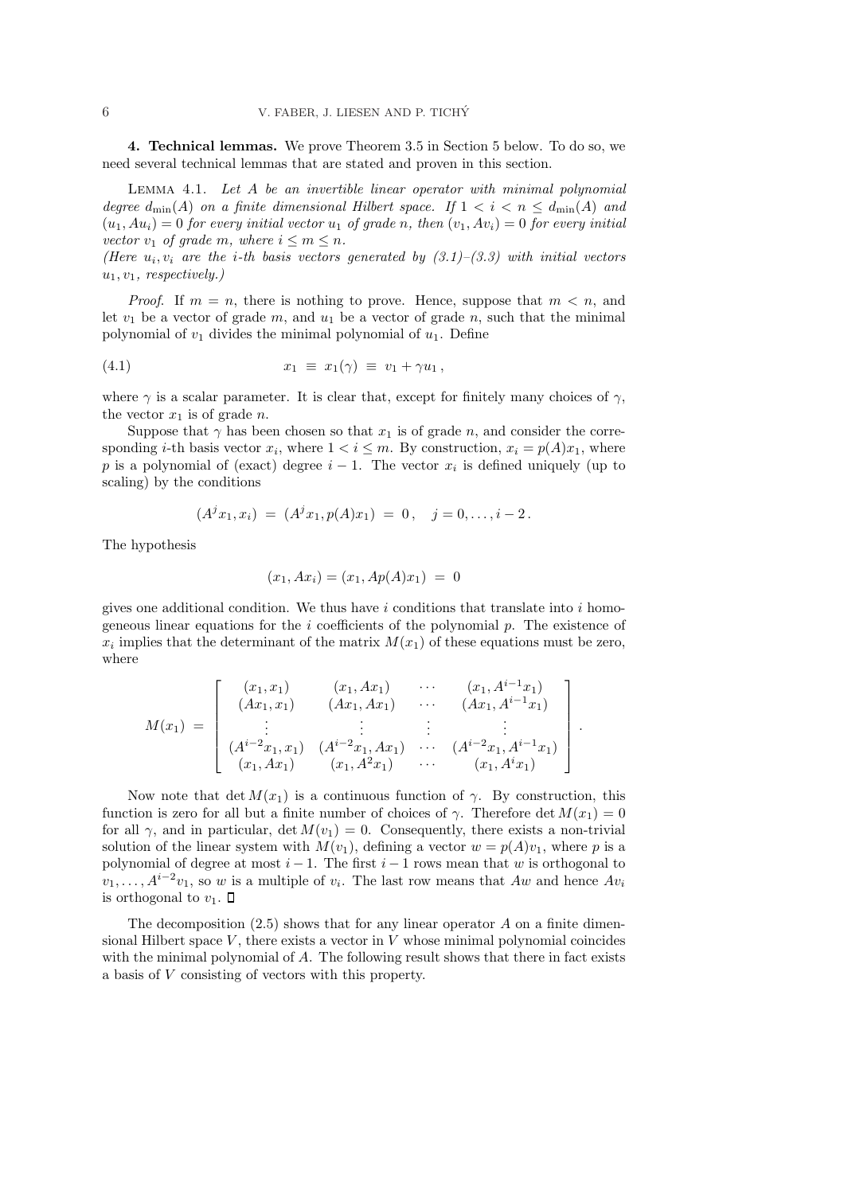**4. Technical lemmas.** We prove Theorem 3.5 in Section 5 below. To do so, we need several technical lemmas that are stated and proven in this section.

Lemma 4.1. *Let $A$ be an invertible linear operator with minimal polynomial degree $d_{\min}(A)$ on a finite dimensional Hilbert space. If $1 < i < n \leq d_{\min}(A)$ and $(u_1, Au_i) = 0$ for every initial vector $u_1$ of grade $n$, then $(v_1, Av_i) = 0$ for every initial vector $v_1$ of grade $m$, where $i \leq m \leq n$.*
*(Here $u_i, v_i$ are the $i$-th basis vectors generated by (3.1)–(3.3) with initial vectors $u_1, v_1$, respectively.)*

*Proof.* If $m = n$, there is nothing to prove. Hence, suppose that $m < n$, and let $v_1$ be a vector of grade $m$, and $u_1$ be a vector of grade $n$, such that the minimal polynomial of $v_1$ divides the minimal polynomial of $u_1$. Define

$$x_1 \;\equiv\; x_1(\gamma) \;\equiv\; v_1 + \gamma u_1 \,, \tag{4.1}$$

where $\gamma$ is a scalar parameter. It is clear that, except for finitely many choices of $\gamma$, the vector $x_1$ is of grade $n$.

Suppose that $\gamma$ has been chosen so that $x_1$ is of grade $n$, and consider the corresponding $i$-th basis vector $x_i$, where $1 < i \leq m$. By construction, $x_i = p(A)x_1$, where $p$ is a polynomial of (exact) degree $i - 1$. The vector $x_i$ is defined uniquely (up to scaling) by the conditions

$$(A^j x_1, x_i) \;=\; (A^j x_1, p(A)x_1) \;=\; 0\,, \quad j = 0, \ldots, i-2\,.$$

The hypothesis

$$(x_1, Ax_i) = (x_1, Ap(A)x_1) \;=\; 0$$

gives one additional condition. We thus have $i$ conditions that translate into $i$ homogeneous linear equations for the $i$ coefficients of the polynomial $p$. The existence of $x_i$ implies that the determinant of the matrix $M(x_1)$ of these equations must be zero, where

$$M(x_1) \;=\; \begin{bmatrix} (x_1, x_1) & (x_1, Ax_1) & \cdots & (x_1, A^{i-1}x_1) \\ (Ax_1, x_1) & (Ax_1, Ax_1) & \cdots & (Ax_1, A^{i-1}x_1) \\ \vdots & \vdots & \vdots & \vdots \\ (A^{i-2}x_1, x_1) & (A^{i-2}x_1, Ax_1) & \cdots & (A^{i-2}x_1, A^{i-1}x_1) \\ (x_1, Ax_1) & (x_1, A^2x_1) & \cdots & (x_1, A^i x_1) \end{bmatrix}.$$

Now note that $\det M(x_1)$ is a continuous function of $\gamma$. By construction, this function is zero for all but a finite number of choices of $\gamma$. Therefore $\det M(x_1) = 0$ for all $\gamma$, and in particular, $\det M(v_1) = 0$. Consequently, there exists a non-trivial solution of the linear system with $M(v_1)$, defining a vector $w = p(A)v_1$, where $p$ is a polynomial of degree at most $i-1$. The first $i-1$ rows mean that $w$ is orthogonal to $v_1, \ldots, A^{i-2}v_1$, so $w$ is a multiple of $v_i$. The last row means that $Aw$ and hence $Av_i$ is orthogonal to $v_1$. ∎

The decomposition (2.5) shows that for any linear operator $A$ on a finite dimensional Hilbert space $V$, there exists a vector in $V$ whose minimal polynomial coincides with the minimal polynomial of $A$. The following result shows that there in fact exists a basis of $V$ consisting of vectors with this property.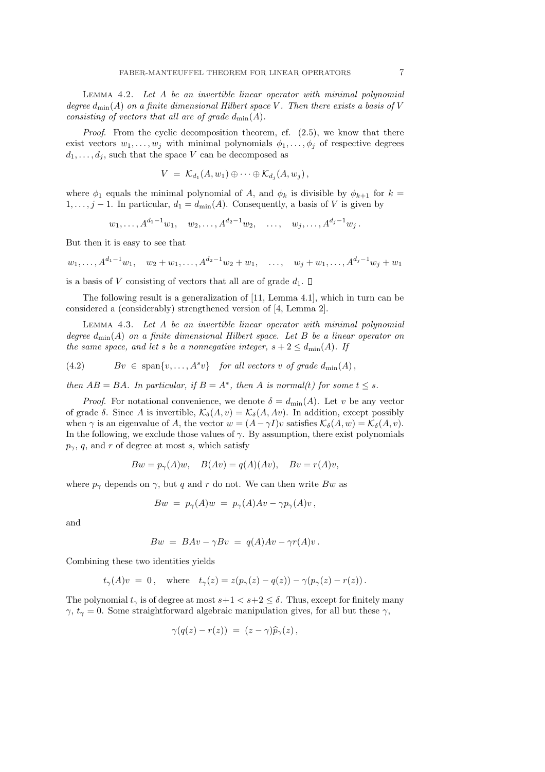Lemma 4.2. *Let $A$ be an invertible linear operator with minimal polynomial degree $d_{\min}(A)$ on a finite dimensional Hilbert space $V$. Then there exists a basis of $V$ consisting of vectors that all are of grade $d_{\min}(A)$.*

*Proof.* From the cyclic decomposition theorem, cf. (2.5), we know that there exist vectors $w_1, \ldots, w_j$ with minimal polynomials $\phi_1, \ldots, \phi_j$ of respective degrees $d_1, \ldots, d_j$, such that the space $V$ can be decomposed as

$$V = \mathcal{K}_{d_1}(A, w_1) \oplus \cdots \oplus \mathcal{K}_{d_j}(A, w_j),$$

where $\phi_1$ equals the minimal polynomial of $A$, and $\phi_k$ is divisible by $\phi_{k+1}$ for $k = 1, \ldots, j-1$. In particular, $d_1 = d_{\min}(A)$. Consequently, a basis of $V$ is given by

$$w_1, \ldots, A^{d_1-1}w_1, \quad w_2, \ldots, A^{d_2-1}w_2, \quad \ldots, \quad w_j, \ldots, A^{d_j-1}w_j.$$

But then it is easy to see that

$$w_1, \ldots, A^{d_1-1}w_1, \quad w_2 + w_1, \ldots, A^{d_2-1}w_2 + w_1, \quad \ldots, \quad w_j + w_1, \ldots, A^{d_j-1}w_j + w_1$$

is a basis of $V$ consisting of vectors that all are of grade $d_1$. □

The following result is a generalization of [11, Lemma 4.1], which in turn can be considered a (considerably) strengthened version of [4, Lemma 2].

Lemma 4.3. *Let $A$ be an invertible linear operator with minimal polynomial degree $d_{\min}(A)$ on a finite dimensional Hilbert space. Let $B$ be a linear operator on the same space, and let $s$ be a nonnegative integer, $s + 2 \leq d_{\min}(A)$. If*

$$Bv \in \operatorname{span}\{v, \ldots, A^s v\} \quad \text{for all vectors } v \text{ of grade } d_{\min}(A), \tag{4.2}$$

*then $AB = BA$. In particular, if $B = A^*$, then $A$ is normal(t) for some $t \leq s$.*

*Proof.* For notational convenience, we denote $\delta = d_{\min}(A)$. Let $v$ be any vector of grade $\delta$. Since $A$ is invertible, $\mathcal{K}_\delta(A, v) = \mathcal{K}_\delta(A, Av)$. In addition, except possibly when $\gamma$ is an eigenvalue of $A$, the vector $w = (A - \gamma I)v$ satisfies $\mathcal{K}_\delta(A, w) = \mathcal{K}_\delta(A, v)$. In the following, we exclude those values of $\gamma$. By assumption, there exist polynomials $p_\gamma$, $q$, and $r$ of degree at most $s$, which satisfy

$$Bw = p_\gamma(A)w, \quad B(Av) = q(A)(Av), \quad Bv = r(A)v,$$

where $p_\gamma$ depends on $\gamma$, but $q$ and $r$ do not. We can then write $Bw$ as

$$Bw = p_\gamma(A)w = p_\gamma(A)Av - \gamma p_\gamma(A)v,$$

and

$$Bw = BAv - \gamma Bv = q(A)Av - \gamma r(A)v.$$

Combining these two identities yields

$$t_\gamma(A)v = 0, \quad \text{where} \quad t_\gamma(z) = z(p_\gamma(z) - q(z)) - \gamma(p_\gamma(z) - r(z)).$$

The polynomial $t_\gamma$ is of degree at most $s+1 < s+2 \leq \delta$. Thus, except for finitely many $\gamma$, $t_\gamma = 0$. Some straightforward algebraic manipulation gives, for all but these $\gamma$,

$$\gamma(q(z) - r(z)) = (z - \gamma)\widehat{p}_\gamma(z),$$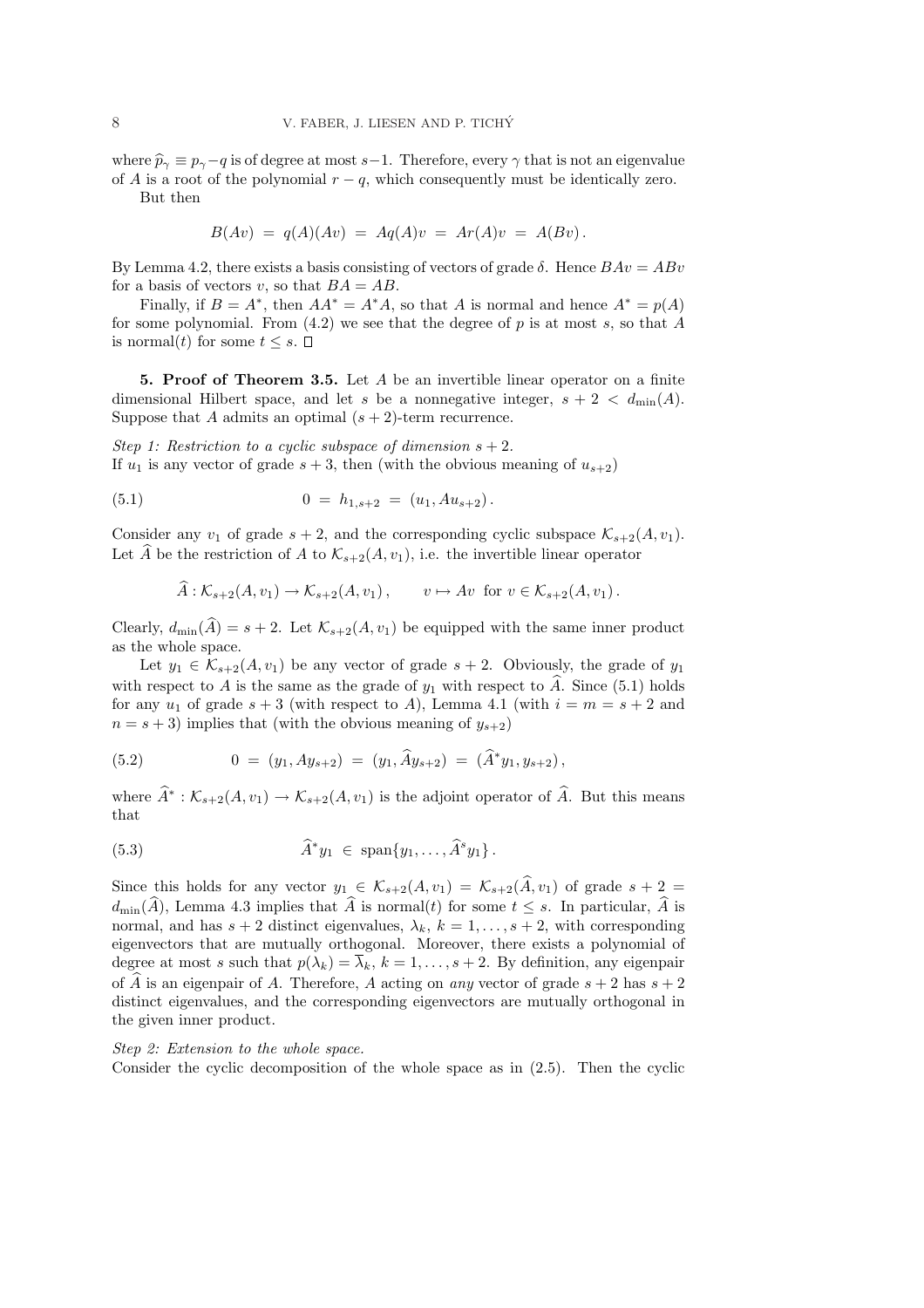where $\widehat{p}_\gamma \equiv p_\gamma - q$ is of degree at most $s-1$. Therefore, every $\gamma$ that is not an eigenvalue of $A$ is a root of the polynomial $r - q$, which consequently must be identically zero.

But then

$$B(Av) \; = \; q(A)(Av) \; = \; Aq(A)v \; = \; Ar(A)v \; = \; A(Bv)\,.$$

By Lemma 4.2, there exists a basis consisting of vectors of grade $\delta$. Hence $BAv = ABv$ for a basis of vectors $v$, so that $BA = AB$.

Finally, if $B = A^*$, then $AA^* = A^*A$, so that $A$ is normal and hence $A^* = p(A)$ for some polynomial. From (4.2) we see that the degree of $p$ is at most $s$, so that $A$ is normal($t$) for some $t \leq s$. $\square$

**5. Proof of Theorem 3.5.** Let $A$ be an invertible linear operator on a finite dimensional Hilbert space, and let $s$ be a nonnegative integer, $s + 2 < d_{\min}(A)$. Suppose that $A$ admits an optimal $(s+2)$-term recurrence.

*Step 1: Restriction to a cyclic subspace of dimension* $s+2$.
If $u_1$ is any vector of grade $s+3$, then (with the obvious meaning of $u_{s+2}$)

$$0 \; = \; h_{1,s+2} \; = \; (u_1, Au_{s+2})\,. \tag{5.1}$$

Consider any $v_1$ of grade $s+2$, and the corresponding cyclic subspace $\mathcal{K}_{s+2}(A, v_1)$. Let $\widehat{A}$ be the restriction of $A$ to $\mathcal{K}_{s+2}(A, v_1)$, i.e. the invertible linear operator

$$\widehat{A} : \mathcal{K}_{s+2}(A, v_1) \to \mathcal{K}_{s+2}(A, v_1)\,, \qquad v \mapsto Av \;\text{ for } v \in \mathcal{K}_{s+2}(A, v_1)\,.$$

Clearly, $d_{\min}(\widehat{A}) = s+2$. Let $\mathcal{K}_{s+2}(A, v_1)$ be equipped with the same inner product as the whole space.

Let $y_1 \in \mathcal{K}_{s+2}(A, v_1)$ be any vector of grade $s+2$. Obviously, the grade of $y_1$ with respect to $A$ is the same as the grade of $y_1$ with respect to $\widehat{A}$. Since (5.1) holds for any $u_1$ of grade $s+3$ (with respect to $A$), Lemma 4.1 (with $i = m = s+2$ and $n = s+3$) implies that (with the obvious meaning of $y_{s+2}$)

$$0 \; = \; (y_1, Ay_{s+2}) \; = \; (y_1, \widehat{A}y_{s+2}) \; = \; (\widehat{A}^* y_1, y_{s+2})\,, \tag{5.2}$$

where $\widehat{A}^* : \mathcal{K}_{s+2}(A, v_1) \to \mathcal{K}_{s+2}(A, v_1)$ is the adjoint operator of $\widehat{A}$. But this means that

$$\widehat{A}^* y_1 \; \in \; \text{span}\{y_1, \ldots, \widehat{A}^s y_1\}\,. \tag{5.3}$$

Since this holds for any vector $y_1 \in \mathcal{K}_{s+2}(A, v_1) = \mathcal{K}_{s+2}(\widehat{A}, v_1)$ of grade $s+2 = d_{\min}(\widehat{A})$, Lemma 4.3 implies that $\widehat{A}$ is normal($t$) for some $t \leq s$. In particular, $\widehat{A}$ is normal, and has $s+2$ distinct eigenvalues, $\lambda_k$, $k = 1, \ldots, s+2$, with corresponding eigenvectors that are mutually orthogonal. Moreover, there exists a polynomial of degree at most $s$ such that $p(\lambda_k) = \overline{\lambda}_k$, $k = 1, \ldots, s+2$. By definition, any eigenpair of $\widehat{A}$ is an eigenpair of $A$. Therefore, $A$ acting on *any* vector of grade $s+2$ has $s+2$ distinct eigenvalues, and the corresponding eigenvectors are mutually orthogonal in the given inner product.

*Step 2: Extension to the whole space.*
Consider the cyclic decomposition of the whole space as in (2.5). Then the cyclic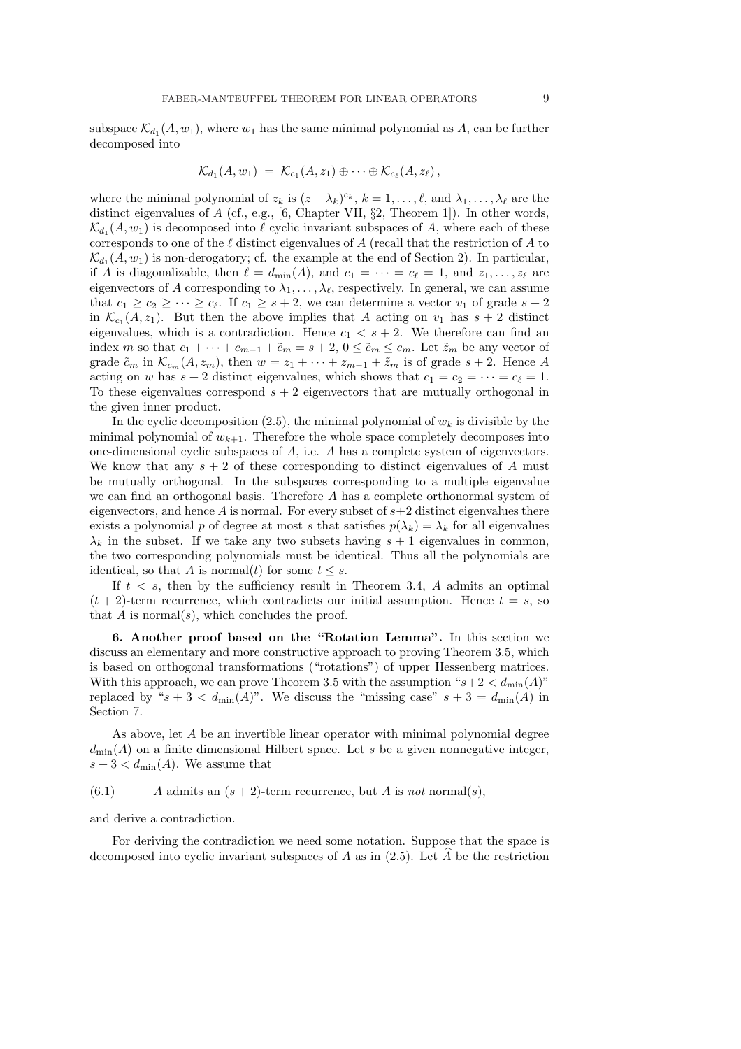subspace $\mathcal{K}_{d_1}(A, w_1)$, where $w_1$ has the same minimal polynomial as $A$, can be further decomposed into

$$\mathcal{K}_{d_1}(A, w_1) \;=\; \mathcal{K}_{c_1}(A, z_1) \oplus \cdots \oplus \mathcal{K}_{c_\ell}(A, z_\ell)\,,$$

where the minimal polynomial of $z_k$ is $(z-\lambda_k)^{c_k}$, $k = 1, \ldots, \ell$, and $\lambda_1, \ldots, \lambda_\ell$ are the distinct eigenvalues of $A$ (cf., e.g., [6, Chapter VII, §2, Theorem 1]). In other words, $\mathcal{K}_{d_1}(A, w_1)$ is decomposed into $\ell$ cyclic invariant subspaces of $A$, where each of these corresponds to one of the $\ell$ distinct eigenvalues of $A$ (recall that the restriction of $A$ to $\mathcal{K}_{d_1}(A, w_1)$ is non-derogatory; cf. the example at the end of Section 2). In particular, if $A$ is diagonalizable, then $\ell = d_{\min}(A)$, and $c_1 = \cdots = c_\ell = 1$, and $z_1, \ldots, z_\ell$ are eigenvectors of $A$ corresponding to $\lambda_1, \ldots, \lambda_\ell$, respectively. In general, we can assume that $c_1 \geq c_2 \geq \cdots \geq c_\ell$. If $c_1 \geq s+2$, we can determine a vector $v_1$ of grade $s+2$ in $\mathcal{K}_{c_1}(A, z_1)$. But then the above implies that $A$ acting on $v_1$ has $s+2$ distinct eigenvalues, which is a contradiction. Hence $c_1 < s+2$. We therefore can find an index $m$ so that $c_1 + \cdots + c_{m-1} + \tilde{c}_m = s+2$, $0 \leq \tilde{c}_m \leq c_m$. Let $\tilde{z}_m$ be any vector of grade $\tilde{c}_m$ in $\mathcal{K}_{c_m}(A, z_m)$, then $w = z_1 + \cdots + z_{m-1} + \tilde{z}_m$ is of grade $s+2$. Hence $A$ acting on $w$ has $s+2$ distinct eigenvalues, which shows that $c_1 = c_2 = \cdots = c_\ell = 1$. To these eigenvalues correspond $s+2$ eigenvectors that are mutually orthogonal in the given inner product.

In the cyclic decomposition (2.5), the minimal polynomial of $w_k$ is divisible by the minimal polynomial of $w_{k+1}$. Therefore the whole space completely decomposes into one-dimensional cyclic subspaces of $A$, i.e. $A$ has a complete system of eigenvectors. We know that any $s+2$ of these corresponding to distinct eigenvalues of $A$ must be mutually orthogonal. In the subspaces corresponding to a multiple eigenvalue we can find an orthogonal basis. Therefore $A$ has a complete orthonormal system of eigenvectors, and hence $A$ is normal. For every subset of $s+2$ distinct eigenvalues there exists a polynomial $p$ of degree at most $s$ that satisfies $p(\lambda_k) = \overline{\lambda}_k$ for all eigenvalues $\lambda_k$ in the subset. If we take any two subsets having $s+1$ eigenvalues in common, the two corresponding polynomials must be identical. Thus all the polynomials are identical, so that $A$ is normal$(t)$ for some $t \leq s$.

If $t < s$, then by the sufficiency result in Theorem 3.4, $A$ admits an optimal $(t+2)$-term recurrence, which contradicts our initial assumption. Hence $t = s$, so that $A$ is normal$(s)$, which concludes the proof.

**6. Another proof based on the "Rotation Lemma".** In this section we discuss an elementary and more constructive approach to proving Theorem 3.5, which is based on orthogonal transformations ("rotations") of upper Hessenberg matrices. With this approach, we can prove Theorem 3.5 with the assumption "$s+2 < d_{\min}(A)$" replaced by "$s+3 < d_{\min}(A)$". We discuss the "missing case" $s+3 = d_{\min}(A)$ in Section 7.

As above, let $A$ be an invertible linear operator with minimal polynomial degree $d_{\min}(A)$ on a finite dimensional Hilbert space. Let $s$ be a given nonnegative integer, $s+3 < d_{\min}(A)$. We assume that

(6.1) $\qquad A$ admits an $(s+2)$-term recurrence, but $A$ is *not* normal$(s)$,

and derive a contradiction.

For deriving the contradiction we need some notation. Suppose that the space is decomposed into cyclic invariant subspaces of $A$ as in (2.5). Let $\widehat{A}$ be the restriction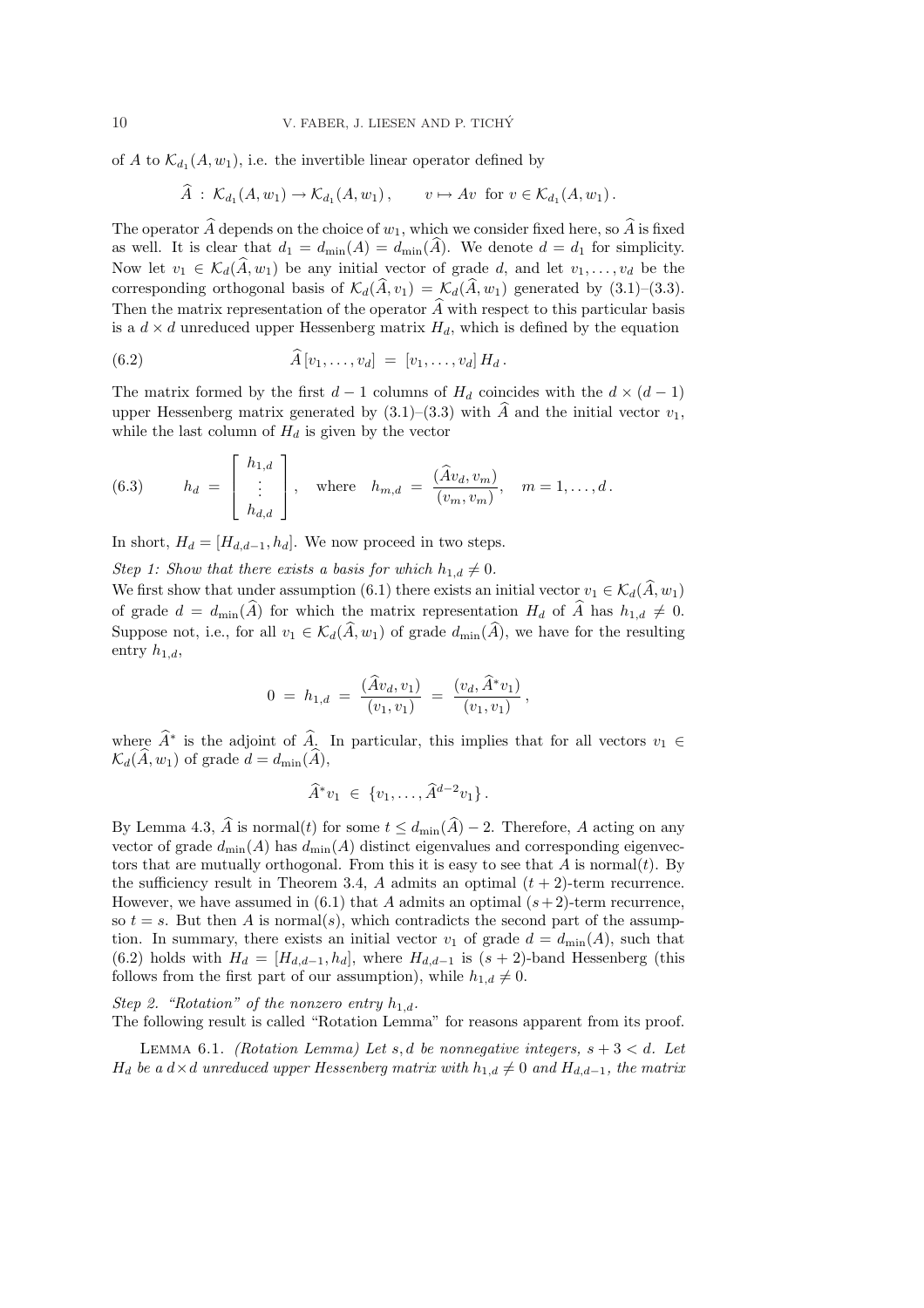of $A$ to $\mathcal{K}_{d_1}(A, w_1)$, i.e. the invertible linear operator defined by

$$\widehat{A} \,:\, \mathcal{K}_{d_1}(A, w_1) \to \mathcal{K}_{d_1}(A, w_1)\,, \qquad v \mapsto Av \;\text{ for } v \in \mathcal{K}_{d_1}(A, w_1)\,.$$

The operator $\widehat{A}$ depends on the choice of $w_1$, which we consider fixed here, so $\widehat{A}$ is fixed as well. It is clear that $d_1 = d_{\min}(A) = d_{\min}(\widehat{A})$. We denote $d = d_1$ for simplicity. Now let $v_1 \in \mathcal{K}_d(\widehat{A}, w_1)$ be any initial vector of grade $d$, and let $v_1, \ldots, v_d$ be the corresponding orthogonal basis of $\mathcal{K}_d(\widehat{A}, v_1) = \mathcal{K}_d(\widehat{A}, w_1)$ generated by (3.1)–(3.3). Then the matrix representation of the operator $\widehat{A}$ with respect to this particular basis is a $d \times d$ unreduced upper Hessenberg matrix $H_d$, which is defined by the equation

$$\widehat{A}\,[v_1, \ldots, v_d] \;=\; [v_1, \ldots, v_d]\, H_d\,. \tag{6.2}$$

The matrix formed by the first $d-1$ columns of $H_d$ coincides with the $d \times (d-1)$ upper Hessenberg matrix generated by (3.1)–(3.3) with $\widehat{A}$ and the initial vector $v_1$, while the last column of $H_d$ is given by the vector

$$h_d \;=\; \begin{bmatrix} h_{1,d} \\ \vdots \\ h_{d,d} \end{bmatrix}, \quad \text{where} \quad h_{m,d} \;=\; \frac{(\widehat{A}v_d, v_m)}{(v_m, v_m)}, \quad m = 1, \ldots, d\,. \tag{6.3}$$

In short, $H_d = [H_{d,d-1}, h_d]$. We now proceed in two steps.

*Step 1: Show that there exists a basis for which $h_{1,d} \neq 0$.*
We first show that under assumption (6.1) there exists an initial vector $v_1 \in \mathcal{K}_d(\widehat{A}, w_1)$ of grade $d = d_{\min}(\widehat{A})$ for which the matrix representation $H_d$ of $\widehat{A}$ has $h_{1,d} \neq 0$. Suppose not, i.e., for all $v_1 \in \mathcal{K}_d(\widehat{A}, w_1)$ of grade $d_{\min}(\widehat{A})$, we have for the resulting entry $h_{1,d}$,

$$0 \;=\; h_{1,d} \;=\; \frac{(\widehat{A}v_d, v_1)}{(v_1, v_1)} \;=\; \frac{(v_d, \widehat{A}^* v_1)}{(v_1, v_1)}\,,$$

where $\widehat{A}^*$ is the adjoint of $\widehat{A}$. In particular, this implies that for all vectors $v_1 \in \mathcal{K}_d(\widehat{A}, w_1)$ of grade $d = d_{\min}(\widehat{A})$,

$$\widehat{A}^* v_1 \;\in\; \{v_1, \ldots, \widehat{A}^{d-2} v_1\}\,.$$

By Lemma 4.3, $\widehat{A}$ is normal($t$) for some $t \leq d_{\min}(\widehat{A}) - 2$. Therefore, $A$ acting on any vector of grade $d_{\min}(A)$ has $d_{\min}(A)$ distinct eigenvalues and corresponding eigenvectors that are mutually orthogonal. From this it is easy to see that $A$ is normal($t$). By the sufficiency result in Theorem 3.4, $A$ admits an optimal $(t+2)$-term recurrence. However, we have assumed in (6.1) that $A$ admits an optimal $(s+2)$-term recurrence, so $t = s$. But then $A$ is normal($s$), which contradicts the second part of the assumption. In summary, there exists an initial vector $v_1$ of grade $d = d_{\min}(A)$, such that (6.2) holds with $H_d = [H_{d,d-1}, h_d]$, where $H_{d,d-1}$ is $(s+2)$-band Hessenberg (this follows from the first part of our assumption), while $h_{1,d} \neq 0$.

*Step 2. "Rotation" of the nonzero entry $h_{1,d}$.*
The following result is called "Rotation Lemma" for reasons apparent from its proof.

Lemma 6.1. *(Rotation Lemma) Let $s, d$ be nonnegative integers, $s + 3 < d$. Let $H_d$ be a $d \times d$ unreduced upper Hessenberg matrix with $h_{1,d} \neq 0$ and $H_{d,d-1}$, the matrix*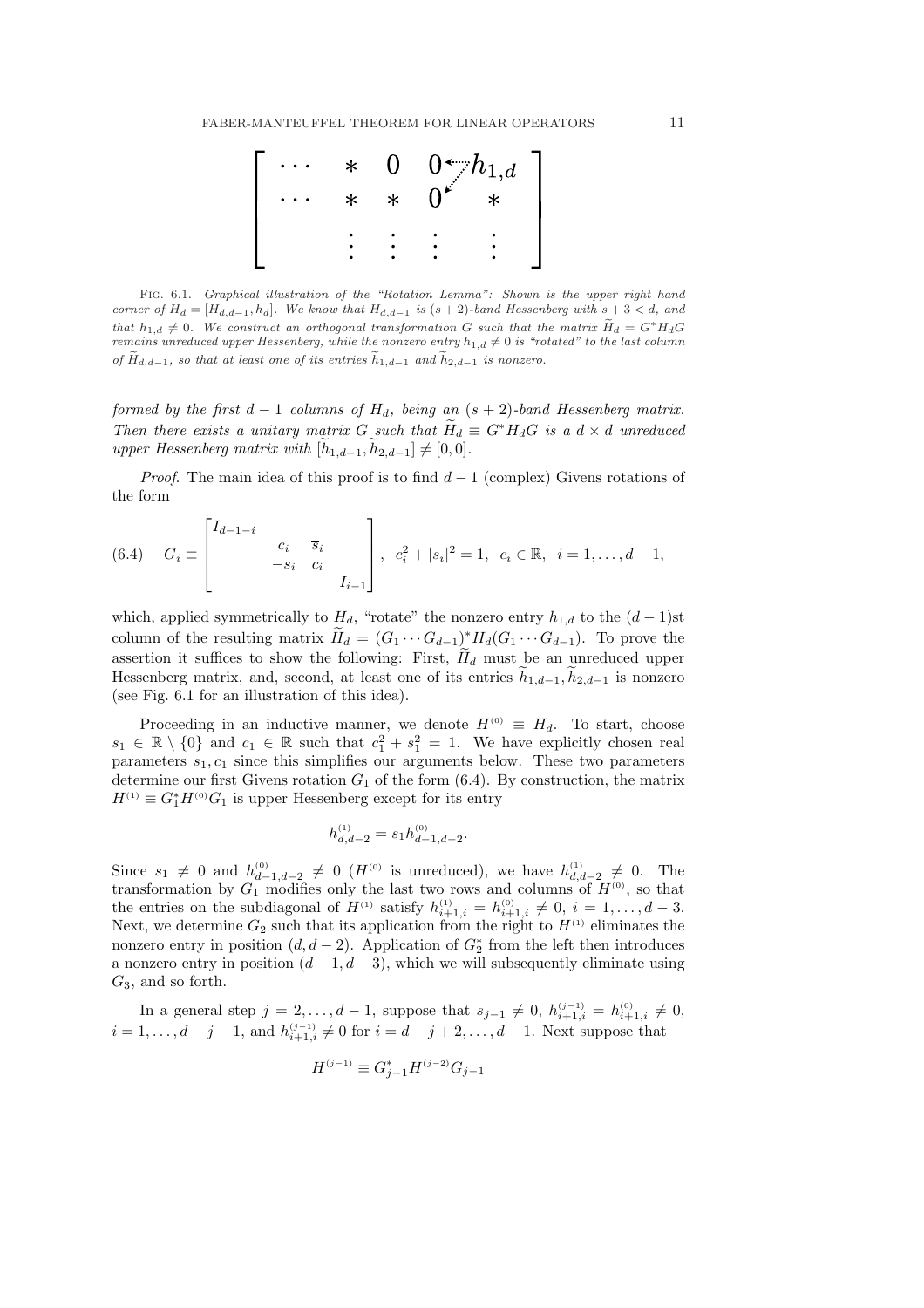$$\begin{bmatrix} \cdots & * & 0 & 0 & h_{1,d} \\ \cdots & * & * & 0 & * \\ & \vdots & \vdots & \vdots & \vdots \end{bmatrix}$$

Fig. 6.1. *Graphical illustration of the "Rotation Lemma": Shown is the upper right hand corner of $H_d = [H_{d,d-1}, h_d]$. We know that $H_{d,d-1}$ is $(s+2)$-band Hessenberg with $s+3 < d$, and that $h_{1,d} \neq 0$. We construct an orthogonal transformation $G$ such that the matrix $\widetilde{H}_d = G^* H_d G$ remains unreduced upper Hessenberg, while the nonzero entry $h_{1,d} \neq 0$ is "rotated" to the last column of $\widetilde{H}_{d,d-1}$, so that at least one of its entries $\widetilde{h}_{1,d-1}$ and $\widetilde{h}_{2,d-1}$ is nonzero.*

*formed by the first $d-1$ columns of $H_d$, being an $(s+2)$-band Hessenberg matrix. Then there exists a unitary matrix $G$ such that $\widetilde{H}_d \equiv G^* H_d G$ is a $d \times d$ unreduced upper Hessenberg matrix with $[\widetilde{h}_{1,d-1}, \widetilde{h}_{2,d-1}] \neq [0, 0]$.*

*Proof*. The main idea of this proof is to find $d-1$ (complex) Givens rotations of the form

$$(6.4) \quad G_i \equiv \begin{bmatrix} I_{d-1-i} & & & \\ & c_i & \overline{s}_i & \\ & -s_i & c_i & \\ & & & I_{i-1} \end{bmatrix}, \quad c_i^2 + |s_i|^2 = 1, \quad c_i \in \mathbb{R}, \quad i = 1, \ldots, d-1,$$

which, applied symmetrically to $H_d$, "rotate" the nonzero entry $h_{1,d}$ to the $(d-1)$st column of the resulting matrix $\widetilde{H}_d = (G_1 \cdots G_{d-1})^* H_d (G_1 \cdots G_{d-1})$. To prove the assertion it suffices to show the following: First, $\widetilde{H}_d$ must be an unreduced upper Hessenberg matrix, and, second, at least one of its entries $\widetilde{h}_{1,d-1}, \widetilde{h}_{2,d-1}$ is nonzero (see Fig. 6.1 for an illustration of this idea).

Proceeding in an inductive manner, we denote $H^{(0)} \equiv H_d$. To start, choose $s_1 \in \mathbb{R} \setminus \{0\}$ and $c_1 \in \mathbb{R}$ such that $c_1^2 + s_1^2 = 1$. We have explicitly chosen real parameters $s_1, c_1$ since this simplifies our arguments below. These two parameters determine our first Givens rotation $G_1$ of the form (6.4). By construction, the matrix $H^{(1)} \equiv G_1^* H^{(0)} G_1$ is upper Hessenberg except for its entry

$$h_{d,d-2}^{(1)} = s_1 h_{d-1,d-2}^{(0)}.$$

Since $s_1 \neq 0$ and $h_{d-1,d-2}^{(0)} \neq 0$ ($H^{(0)}$ is unreduced), we have $h_{d,d-2}^{(1)} \neq 0$. The transformation by $G_1$ modifies only the last two rows and columns of $H^{(0)}$, so that the entries on the subdiagonal of $H^{(1)}$ satisfy $h_{i+1,i}^{(1)} = h_{i+1,i}^{(0)} \neq 0$, $i = 1, \ldots, d-3$. Next, we determine $G_2$ such that its application from the right to $H^{(1)}$ eliminates the nonzero entry in position $(d, d-2)$. Application of $G_2^*$ from the left then introduces a nonzero entry in position $(d-1, d-3)$, which we will subsequently eliminate using $G_3$, and so forth.

In a general step $j = 2, \ldots, d-1$, suppose that $s_{j-1} \neq 0$, $h_{i+1,i}^{(j-1)} = h_{i+1,i}^{(0)} \neq 0$, $i = 1, \ldots, d-j-1$, and $h_{i+1,i}^{(j-1)} \neq 0$ for $i = d-j+2, \ldots, d-1$. Next suppose that

$$H^{(j-1)} \equiv G_{j-1}^* H^{(j-2)} G_{j-1}$$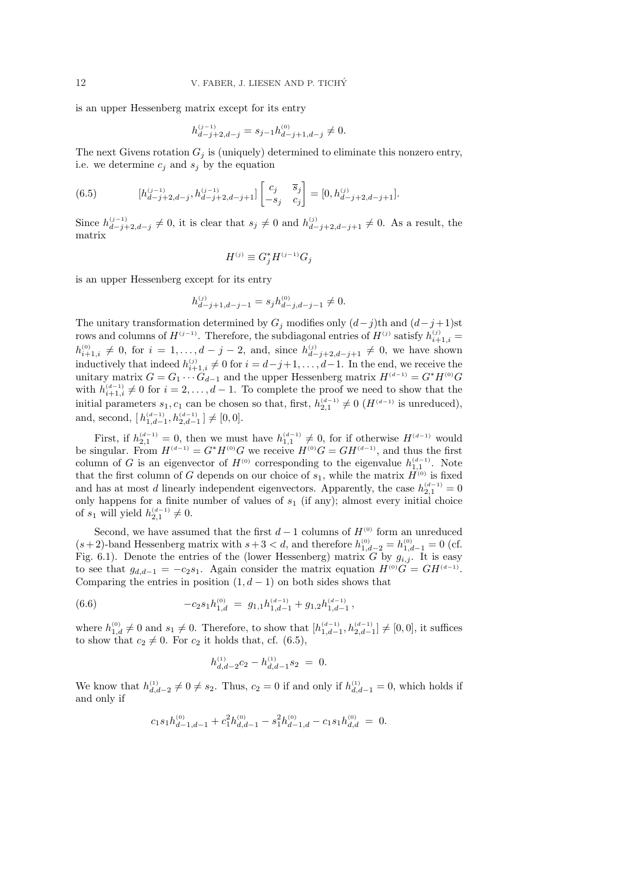is an upper Hessenberg matrix except for its entry

$$h^{(j-1)}_{d-j+2,d-j} = s_{j-1} h^{(0)}_{d-j+1,d-j} \neq 0.$$

The next Givens rotation $G_j$ is (uniquely) determined to eliminate this nonzero entry, i.e. we determine $c_j$ and $s_j$ by the equation

$$[h^{(j-1)}_{d-j+2,d-j}, h^{(j-1)}_{d-j+2,d-j+1}] \begin{bmatrix} c_j & \overline{s}_j \\ -s_j & c_j \end{bmatrix} = [0, h^{(j)}_{d-j+2,d-j+1}]. \tag{6.5}$$

Since $h^{(j-1)}_{d-j+2,d-j} \neq 0$, it is clear that $s_j \neq 0$ and $h^{(j)}_{d-j+2,d-j+1} \neq 0$. As a result, the matrix

$$H^{(j)} \equiv G_j^* H^{(j-1)} G_j$$

is an upper Hessenberg except for its entry

$$h^{(j)}_{d-j+1,d-j-1} = s_j h^{(0)}_{d-j,d-j-1} \neq 0.$$

The unitary transformation determined by $G_j$ modifies only $(d-j)$th and $(d-j+1)$st rows and columns of $H^{(j-1)}$. Therefore, the subdiagonal entries of $H^{(j)}$ satisfy $h^{(j)}_{i+1,i} = h^{(0)}_{i+1,i} \neq 0$, for $i = 1, \ldots, d-j-2$, and, since $h^{(j)}_{d-j+2,d-j+1} \neq 0$, we have shown inductively that indeed $h^{(j)}_{i+1,i} \neq 0$ for $i = d-j+1, \ldots, d-1$. In the end, we receive the unitary matrix $G = G_1 \cdots G_{d-1}$ and the upper Hessenberg matrix $H^{(d-1)} = G^* H^{(0)} G$ with $h^{(d-1)}_{i+1,i} \neq 0$ for $i = 2, \ldots, d-1$. To complete the proof we need to show that the initial parameters $s_1, c_1$ can be chosen so that, first, $h^{(d-1)}_{2,1} \neq 0$ ($H^{(d-1)}$ is unreduced), and, second, $[\, h^{(d-1)}_{1,d-1}, h^{(d-1)}_{2,d-1} \,] \neq [0, 0]$.

First, if $h^{(d-1)}_{2,1} = 0$, then we must have $h^{(d-1)}_{1,1} \neq 0$, for if otherwise $H^{(d-1)}$ would be singular. From $H^{(d-1)} = G^* H^{(0)} G$ we receive $H^{(0)} G = G H^{(d-1)}$, and thus the first column of $G$ is an eigenvector of $H^{(0)}$ corresponding to the eigenvalue $h^{(d-1)}_{1,1}$. Note that the first column of $G$ depends on our choice of $s_1$, while the matrix $H^{(0)}$ is fixed and has at most $d$ linearly independent eigenvectors. Apparently, the case $h^{(d-1)}_{2,1} = 0$ only happens for a finite number of values of $s_1$ (if any); almost every initial choice of $s_1$ will yield $h^{(d-1)}_{2,1} \neq 0$.

Second, we have assumed that the first $d-1$ columns of $H^{(0)}$ form an unreduced $(s+2)$-band Hessenberg matrix with $s+3 < d$, and therefore $h^{(0)}_{1,d-2} = h^{(0)}_{1,d-1} = 0$ (cf. Fig. 6.1). Denote the entries of the (lower Hessenberg) matrix $G$ by $g_{i,j}$. It is easy to see that $g_{d,d-1} = -c_2 s_1$. Again consider the matrix equation $H^{(0)} G = G H^{(d-1)}$. Comparing the entries in position $(1, d-1)$ on both sides shows that

$$-c_2 s_1 h^{(0)}_{1,d} \;=\; g_{1,1} h^{(d-1)}_{1,d-1} + g_{1,2} h^{(d-1)}_{1,d-1}\,, \tag{6.6}$$

where $h^{(0)}_{1,d} \neq 0$ and $s_1 \neq 0$. Therefore, to show that $[h^{(d-1)}_{1,d-1}, h^{(d-1)}_{2,d-1}] \neq [0, 0]$, it suffices to show that $c_2 \neq 0$. For $c_2$ it holds that, cf. (6.5),

$$h^{(1)}_{d,d-2} c_2 - h^{(1)}_{d,d-1} s_2 \;=\; 0.$$

We know that $h^{(1)}_{d,d-2} \neq 0 \neq s_2$. Thus, $c_2 = 0$ if and only if $h^{(1)}_{d,d-1} = 0$, which holds if and only if

$$c_1 s_1 h^{(0)}_{d-1,d-1} + c_1^2 h^{(0)}_{d,d-1} - s_1^2 h^{(0)}_{d-1,d} - c_1 s_1 h^{(0)}_{d,d} \;=\; 0.$$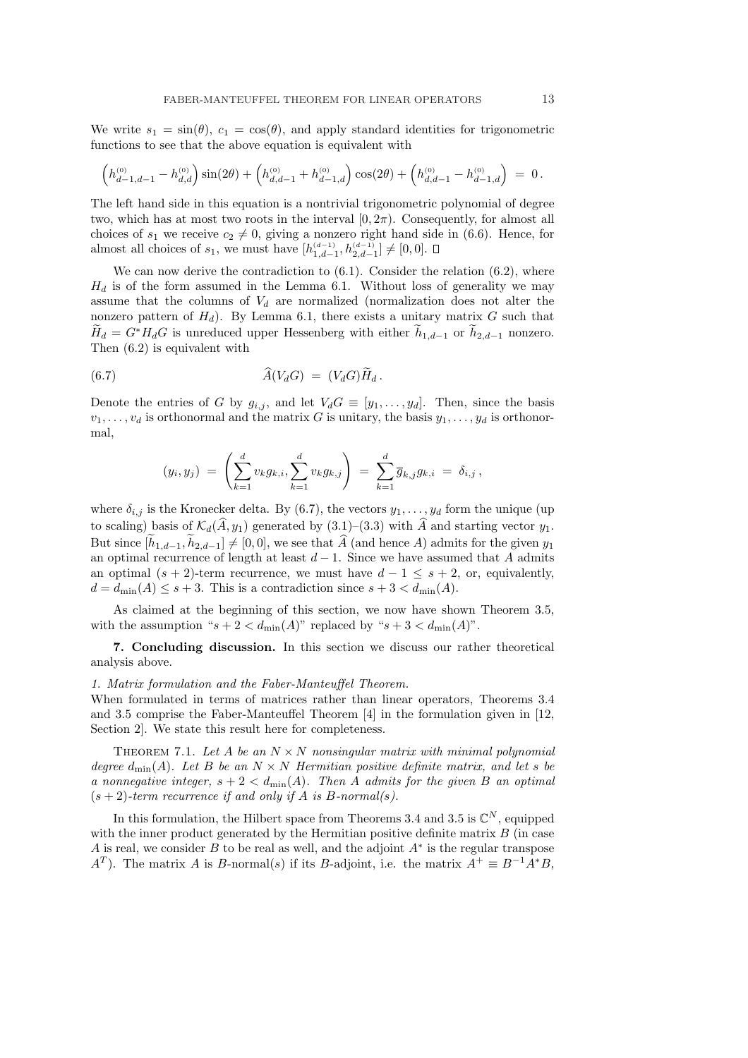We write $s_1 = \sin(\theta)$, $c_1 = \cos(\theta)$, and apply standard identities for trigonometric functions to see that the above equation is equivalent with

$$\left(h^{(0)}_{d-1,d-1} - h^{(0)}_{d,d}\right)\sin(2\theta) + \left(h^{(0)}_{d,d-1} + h^{(0)}_{d-1,d}\right)\cos(2\theta) + \left(h^{(0)}_{d,d-1} - h^{(0)}_{d-1,d}\right) \;=\; 0\,.$$

The left hand side in this equation is a nontrivial trigonometric polynomial of degree two, which has at most two roots in the interval $[0, 2\pi)$. Consequently, for almost all choices of $s_1$ we receive $c_2 \neq 0$, giving a nonzero right hand side in (6.6). Hence, for almost all choices of $s_1$, we must have $[h^{(d-1)}_{1,d-1}, h^{(d-1)}_{2,d-1}] \neq [0, 0]$. $\square$

We can now derive the contradiction to (6.1). Consider the relation (6.2), where $H_d$ is of the form assumed in the Lemma 6.1. Without loss of generality we may assume that the columns of $V_d$ are normalized (normalization does not alter the nonzero pattern of $H_d$). By Lemma 6.1, there exists a unitary matrix $G$ such that $\widetilde{H}_d = G^* H_d G$ is unreduced upper Hessenberg with either $\widetilde{h}_{1,d-1}$ or $\widetilde{h}_{2,d-1}$ nonzero. Then (6.2) is equivalent with

$$\widehat{A}(V_d G) \;=\; (V_d G)\widetilde{H}_d\,. \tag{6.7}$$

Denote the entries of $G$ by $g_{i,j}$, and let $V_d G \equiv [y_1, \ldots, y_d]$. Then, since the basis $v_1, \ldots, v_d$ is orthonormal and the matrix $G$ is unitary, the basis $y_1, \ldots, y_d$ is orthonormal,

$$(y_i, y_j) \;=\; \left(\sum_{k=1}^{d} v_k g_{k,i}, \sum_{k=1}^{d} v_k g_{k,j}\right) \;=\; \sum_{k=1}^{d} \overline{g}_{k,j} g_{k,i} \;=\; \delta_{i,j}\,,$$

where $\delta_{i,j}$ is the Kronecker delta. By (6.7), the vectors $y_1, \ldots, y_d$ form the unique (up to scaling) basis of $\mathcal{K}_d(\widehat{A}, y_1)$ generated by (3.1)–(3.3) with $\widehat{A}$ and starting vector $y_1$. But since $[\widetilde{h}_{1,d-1}, \widetilde{h}_{2,d-1}] \neq [0, 0]$, we see that $\widehat{A}$ (and hence $A$) admits for the given $y_1$ an optimal recurrence of length at least $d - 1$. Since we have assumed that $A$ admits an optimal $(s + 2)$-term recurrence, we must have $d - 1 \leq s + 2$, or, equivalently, $d = d_{\min}(A) \leq s + 3$. This is a contradiction since $s + 3 < d_{\min}(A)$.

As claimed at the beginning of this section, we now have shown Theorem 3.5, with the assumption "$s + 2 < d_{\min}(A)$" replaced by "$s + 3 < d_{\min}(A)$".

**7. Concluding discussion.** In this section we discuss our rather theoretical analysis above.

*1. Matrix formulation and the Faber-Manteuffel Theorem.*
When formulated in terms of matrices rather than linear operators, Theorems 3.4 and 3.5 comprise the Faber-Manteuffel Theorem [4] in the formulation given in [12, Section 2]. We state this result here for completeness.

Theorem 7.1. *Let $A$ be an $N \times N$ nonsingular matrix with minimal polynomial degree $d_{\min}(A)$. Let $B$ be an $N \times N$ Hermitian positive definite matrix, and let $s$ be a nonnegative integer, $s + 2 < d_{\min}(A)$. Then $A$ admits for the given $B$ an optimal $(s + 2)$-term recurrence if and only if $A$ is $B$-normal$(s)$.*

In this formulation, the Hilbert space from Theorems 3.4 and 3.5 is $\mathbb{C}^N$, equipped with the inner product generated by the Hermitian positive definite matrix $B$ (in case $A$ is real, we consider $B$ to be real as well, and the adjoint $A^*$ is the regular transpose $A^T$). The matrix $A$ is $B$-normal$(s)$ if its $B$-adjoint, i.e. the matrix $A^+ \equiv B^{-1}A^*B$,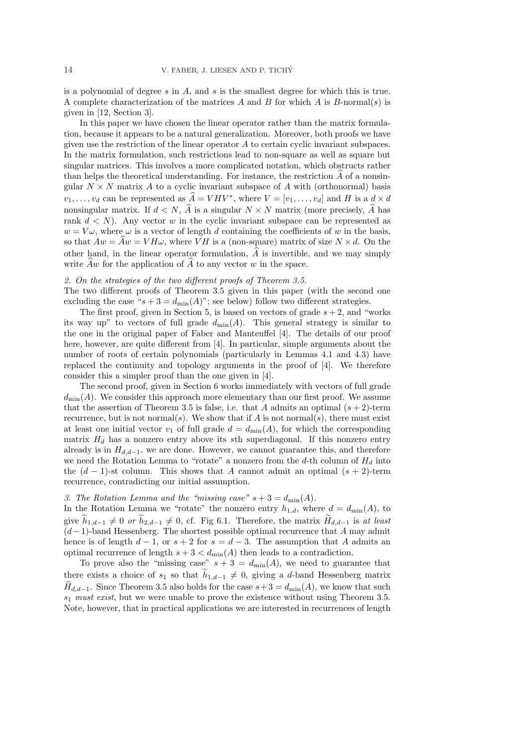is a polynomial of degree $s$ in $A$, and $s$ is the smallest degree for which this is true. A complete characterization of the matrices $A$ and $B$ for which $A$ is $B$-normal($s$) is given in [12, Section 3].

In this paper we have chosen the linear operator rather than the matrix formulation, because it appears to be a natural generalization. Moreover, both proofs we have given use the restriction of the linear operator $A$ to certain cyclic invariant subspaces. In the matrix formulation, such restrictions lead to non-square as well as square but singular matrices. This involves a more complicated notation, which obstructs rather than helps the theoretical understanding. For instance, the restriction $\widehat{A}$ of a nonsingular $N \times N$ matrix $A$ to a cyclic invariant subspace of $A$ with (orthonormal) basis $v_1, \ldots, v_d$ can be represented as $\widehat{A} = VHV^*$, where $V = [v_1, \ldots, v_d]$ and $H$ is a $d \times d$ nonsingular matrix. If $d < N$, $\widehat{A}$ is a singular $N \times N$ matrix (more precisely, $\widehat{A}$ has rank $d < N$). Any vector $w$ in the cyclic invariant subspace can be represented as $w = V\omega$, where $\omega$ is a vector of length $d$ containing the coefficients of $w$ in the basis, so that $Aw = \widehat{A}w = VH\omega$, where $VH$ is a (non-square) matrix of size $N \times d$. On the other hand, in the linear operator formulation, $\widehat{A}$ is invertible, and we may simply write $\widehat{A}w$ for the application of $\widehat{A}$ to any vector $w$ in the space.

*2. On the strategies of the two different proofs of Theorem 3.5.*
The two different proofs of Theorem 3.5 given in this paper (with the second one excluding the case "$s+3 = d_{\min}(A)$"; see below) follow two different strategies.

The first proof, given in Section 5, is based on vectors of grade $s+2$, and "works its way up" to vectors of full grade $d_{\min}(A)$. This general strategy is similar to the one in the original paper of Faber and Manteuffel [4]. The details of our proof here, however, are quite different from [4]. In particular, simple arguments about the number of roots of certain polynomials (particularly in Lemmas 4.1 and 4.3) have replaced the continuity and topology arguments in the proof of [4]. We therefore consider this a simpler proof than the one given in [4].

The second proof, given in Section 6 works immediately with vectors of full grade $d_{\min}(A)$. We consider this approach more elementary than our first proof. We assume that the assertion of Theorem 3.5 is false, i.e. that $A$ admits an optimal $(s+2)$-term recurrence, but is not normal($s$). We show that if $A$ is not normal($s$), there must exist at least one initial vector $v_1$ of full grade $d = d_{\min}(A)$, for which the corresponding matrix $H_d$ has a nonzero entry above its $s$th superdiagonal. If this nonzero entry already is in $H_{d,d-1}$, we are done. However, we cannot guarantee this, and therefore we need the Rotation Lemma to "rotate" a nonzero from the $d$-th column of $H_d$ into the $(d-1)$-st column. This shows that $A$ cannot admit an optimal $(s+2)$-term recurrence, contradicting our initial assumption.

*3. The Rotation Lemma and the "missing case" $s+3 = d_{\min}(A)$.*
In the Rotation Lemma we "rotate" the nonzero entry $h_{1,d}$, where $d = d_{\min}(A)$, to give $\widetilde{h}_{1,d-1} \neq 0$ *or* $\widetilde{h}_{2,d-1} \neq 0$, cf. Fig 6.1. Therefore, the matrix $\widetilde{H}_{d,d-1}$ is *at least* $(d-1)$-band Hessenberg. The shortest possible optimal recurrence that $A$ may admit hence is of length $d-1$, or $s+2$ for $s = d-3$. The assumption that $A$ admits an optimal recurrence of length $s+3 < d_{\min}(A)$ then leads to a contradiction.

To prove also the "missing case" $s+3 = d_{\min}(A)$, we need to guarantee that there exists a choice of $s_1$ so that $\widetilde{h}_{1,d-1} \neq 0$, giving a $d$-band Hessenberg matrix $\widetilde{H}_{d,d-1}$. Since Theorem 3.5 also holds for the case $s+3 = d_{\min}(A)$, we know that such $s_1$ *must exist*, but we were unable to prove the existence without using Theorem 3.5. Note, however, that in practical applications we are interested in recurrences of length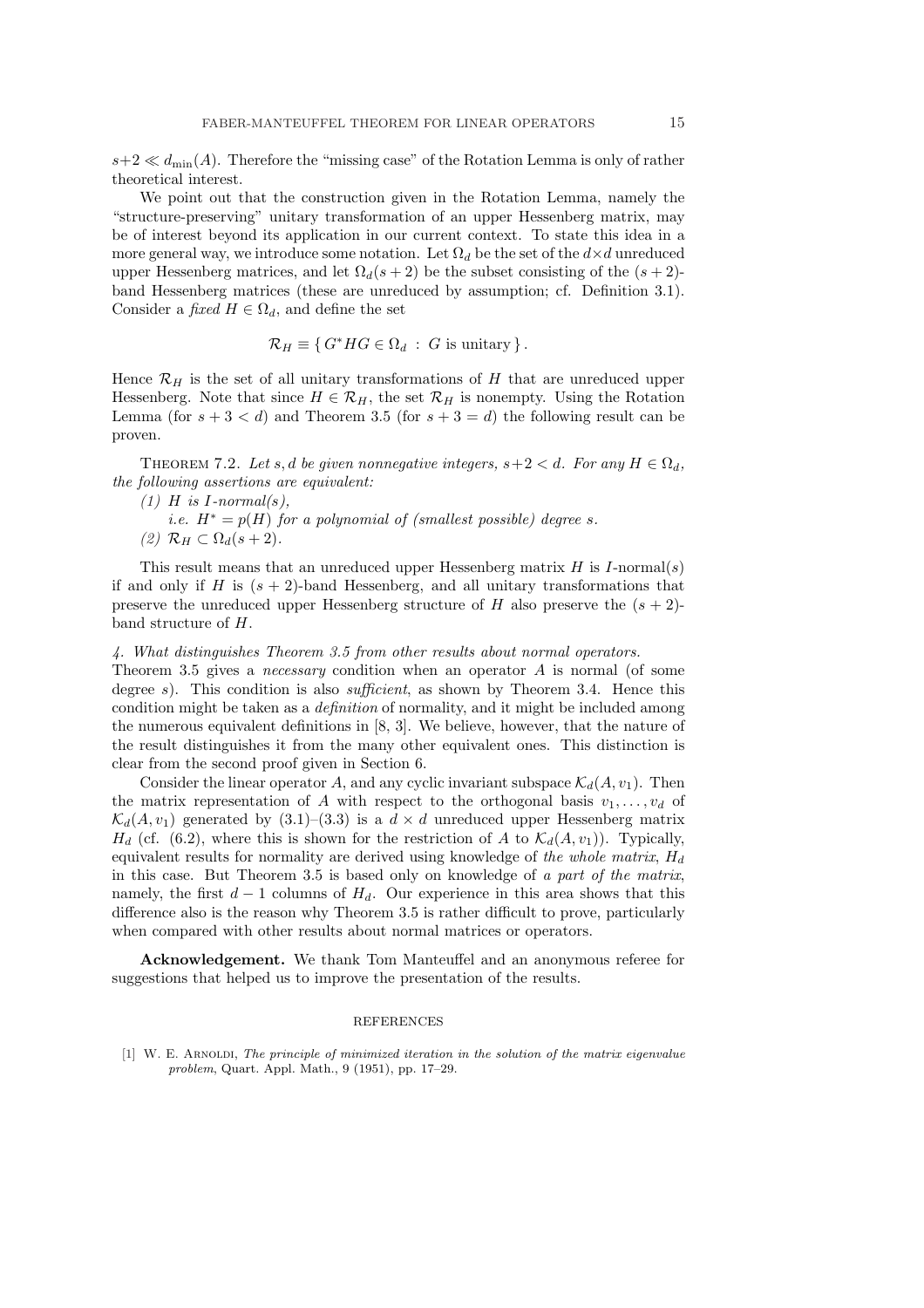$s+2 \ll d_{\min}(A)$. Therefore the "missing case" of the Rotation Lemma is only of rather theoretical interest.

We point out that the construction given in the Rotation Lemma, namely the "structure-preserving" unitary transformation of an upper Hessenberg matrix, may be of interest beyond its application in our current context. To state this idea in a more general way, we introduce some notation. Let $\Omega_d$ be the set of the $d \times d$ unreduced upper Hessenberg matrices, and let $\Omega_d(s+2)$ be the subset consisting of the $(s+2)$-band Hessenberg matrices (these are unreduced by assumption; cf. Definition 3.1). Consider a *fixed* $H \in \Omega_d$, and define the set

$$\mathcal{R}_H \equiv \{ G^* H G \in \Omega_d \, : \, G \text{ is unitary} \}.$$

Hence $\mathcal{R}_H$ is the set of all unitary transformations of $H$ that are unreduced upper Hessenberg. Note that since $H \in \mathcal{R}_H$, the set $\mathcal{R}_H$ is nonempty. Using the Rotation Lemma (for $s+3 < d$) and Theorem 3.5 (for $s+3 = d$) the following result can be proven.

Theorem 7.2. *Let $s, d$ be given nonnegative integers, $s+2 < d$. For any $H \in \Omega_d$, the following assertions are equivalent:*

*(1) $H$ is $I$-normal($s$),*
*i.e. $H^* = p(H)$ for a polynomial of (smallest possible) degree $s$.*

*(2) $\mathcal{R}_H \subset \Omega_d(s+2)$.*

This result means that an unreduced upper Hessenberg matrix $H$ is $I$-normal($s$) if and only if $H$ is $(s+2)$-band Hessenberg, and all unitary transformations that preserve the unreduced upper Hessenberg structure of $H$ also preserve the $(s+2)$-band structure of $H$.

*4. What distinguishes Theorem 3.5 from other results about normal operators.* Theorem 3.5 gives a *necessary* condition when an operator $A$ is normal (of some degree $s$). This condition is also *sufficient*, as shown by Theorem 3.4. Hence this condition might be taken as a *definition* of normality, and it might be included among the numerous equivalent definitions in [8, 3]. We believe, however, that the nature of the result distinguishes it from the many other equivalent ones. This distinction is clear from the second proof given in Section 6.

Consider the linear operator $A$, and any cyclic invariant subspace $\mathcal{K}_d(A, v_1)$. Then the matrix representation of $A$ with respect to the orthogonal basis $v_1, \ldots, v_d$ of $\mathcal{K}_d(A, v_1)$ generated by (3.1)–(3.3) is a $d \times d$ unreduced upper Hessenberg matrix $H_d$ (cf. (6.2), where this is shown for the restriction of $A$ to $\mathcal{K}_d(A, v_1)$). Typically, equivalent results for normality are derived using knowledge of *the whole matrix*, $H_d$ in this case. But Theorem 3.5 is based only on knowledge of *a part of the matrix*, namely, the first $d-1$ columns of $H_d$. Our experience in this area shows that this difference also is the reason why Theorem 3.5 is rather difficult to prove, particularly when compared with other results about normal matrices or operators.

**Acknowledgement.** We thank Tom Manteuffel and an anonymous referee for suggestions that helped us to improve the presentation of the results.

## REFERENCES

[1] W. E. Arnoldi, *The principle of minimized iteration in the solution of the matrix eigenvalue problem*, Quart. Appl. Math., 9 (1951), pp. 17–29.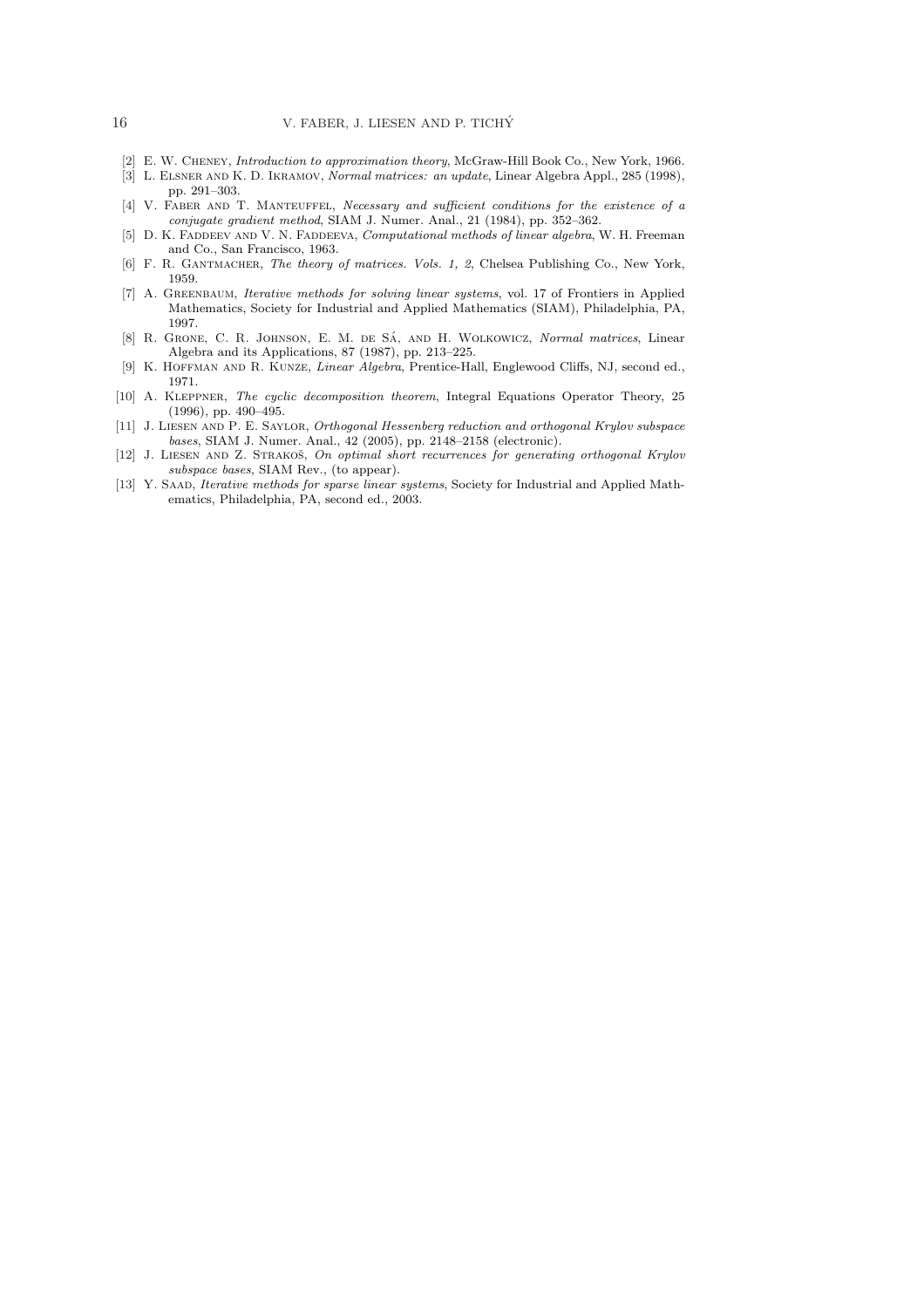[2] E. W. Cheney, *Introduction to approximation theory*, McGraw-Hill Book Co., New York, 1966.

[3] L. Elsner and K. D. Ikramov, *Normal matrices: an update*, Linear Algebra Appl., 285 (1998), pp. 291–303.

[4] V. Faber and T. Manteuffel, *Necessary and sufficient conditions for the existence of a conjugate gradient method*, SIAM J. Numer. Anal., 21 (1984), pp. 352–362.

[5] D. K. Faddeev and V. N. Faddeeva, *Computational methods of linear algebra*, W. H. Freeman and Co., San Francisco, 1963.

[6] F. R. Gantmacher, *The theory of matrices. Vols. 1, 2*, Chelsea Publishing Co., New York, 1959.

[7] A. Greenbaum, *Iterative methods for solving linear systems*, vol. 17 of Frontiers in Applied Mathematics, Society for Industrial and Applied Mathematics (SIAM), Philadelphia, PA, 1997.

[8] R. Grone, C. R. Johnson, E. M. de Sá, and H. Wolkowicz, *Normal matrices*, Linear Algebra and its Applications, 87 (1987), pp. 213–225.

[9] K. Hoffman and R. Kunze, *Linear Algebra*, Prentice-Hall, Englewood Cliffs, NJ, second ed., 1971.

[10] A. Kleppner, *The cyclic decomposition theorem*, Integral Equations Operator Theory, 25 (1996), pp. 490–495.

[11] J. Liesen and P. E. Saylor, *Orthogonal Hessenberg reduction and orthogonal Krylov subspace bases*, SIAM J. Numer. Anal., 42 (2005), pp. 2148–2158 (electronic).

[12] J. Liesen and Z. Strakoš, *On optimal short recurrences for generating orthogonal Krylov subspace bases*, SIAM Rev., (to appear).

[13] Y. Saad, *Iterative methods for sparse linear systems*, Society for Industrial and Applied Mathematics, Philadelphia, PA, second ed., 2003.